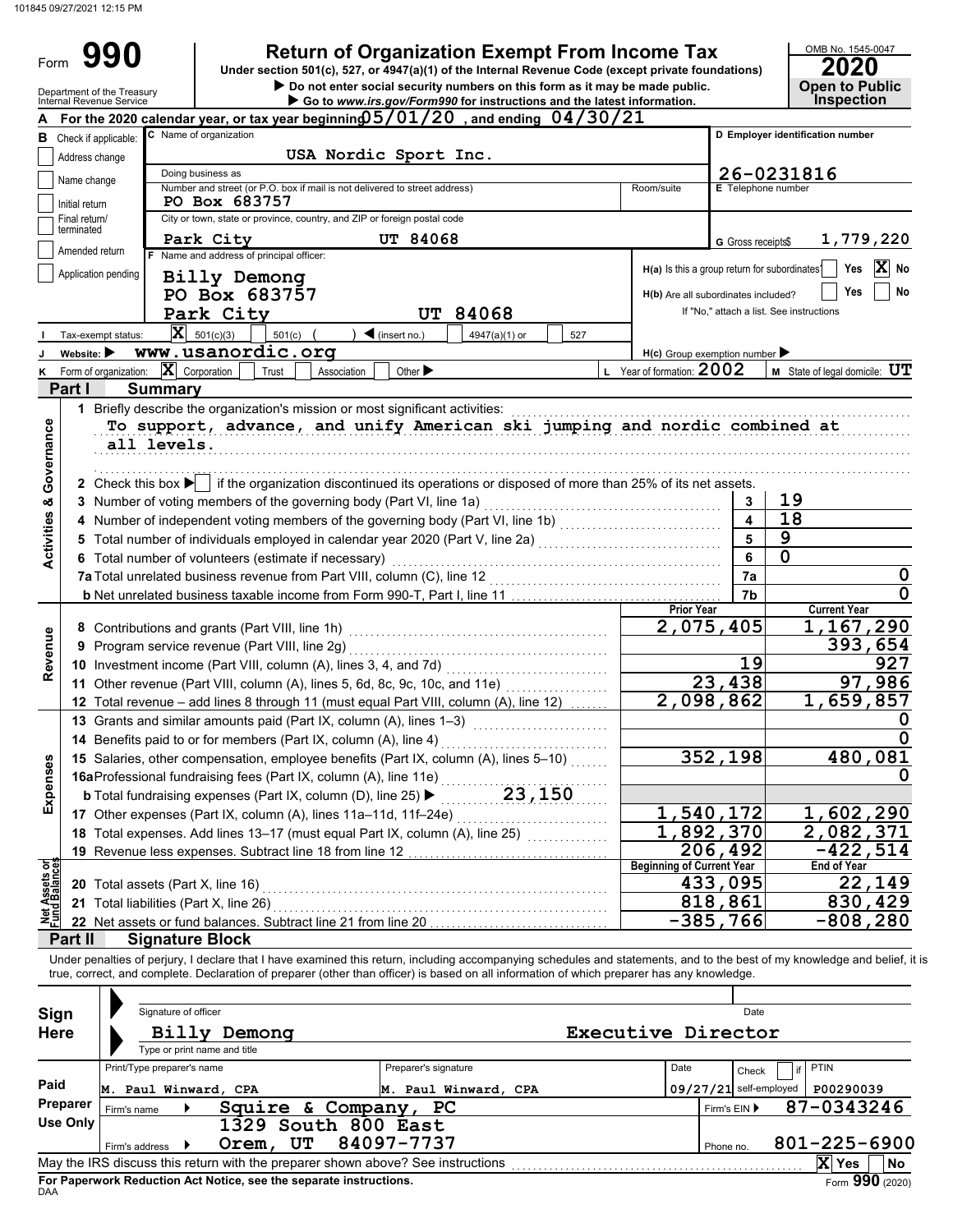101845 09/27/2021 12:15 PM

# Form 990 — Return of Organization Exempt From Income Tax

Under section 501(c), 527, or 4947(a)(1) of the Internal Revenue Code (except private foundations)

▶ Do not enter social security numbers on this form as it may be made public.

▶ Go to *www.irs.gov/Form990* for instructions and the latest information.

Department of the Treasury
Internal Revenue Service

OMB No. 1545-0047 — **2020** — **Open to Public Inspection**

**A** For the 2020 calendar year, or tax year beginning 05/01/20, and ending 04/30/21

**B** Check if applicable:
- Address change
- Name change
- Initial return
- Final return/terminated
- Amended return
- Application pending

**C** Name of organization: USA Nordic Sport Inc.

Doing business as:

Number and street (or P.O. box if mail is not delivered to street address): PO Box 683757 — Room/suite:

City or town, state or province, country, and ZIP or foreign postal code: Park City UT 84068

**D** Employer identification number: 26-0231816

**E** Telephone number:

**G** Gross receipts $ 1,779,220

**F** Name and address of principal officer:
Billy Demong
PO Box 683757
Park City UT 84068

**H(a)** Is this a group return for subordinates? Yes [ ] No [X]

**H(b)** Are all subordinates included? Yes [ ] No [ ]
If "No," attach a list. See instructions

**I** Tax-exempt status: [X] 501(c)(3) [ ] 501(c) ( ) ◀ (insert no.) [ ] 4947(a)(1) or [ ] 527

**J** Website: ▶ www.usanordic.org

**H(c)** Group exemption number ▶

**K** Form of organization: [X] Corporation [ ] Trust [ ] Association [ ] Other ▶

**L** Year of formation: 2002

**M** State of legal domicile: UT

## Part I — Summary

### Activities & Governance

1 Briefly describe the organization's mission or most significant activities:
To support, advance, and unify American ski jumping and nordic combined at all levels.

2 Check this box ▶ [ ] if the organization discontinued its operations or disposed of more than 25% of its net assets.

| Line | Description | No. | Value |
|---|---|---|---|
| 3 | Number of voting members of the governing body (Part VI, line 1a) | 3 | 19 |
| 4 | Number of independent voting members of the governing body (Part VI, line 1b) | 4 | 18 |
| 5 | Total number of individuals employed in calendar year 2020 (Part V, line 2a) | 5 | 9 |
| 6 | Total number of volunteers (estimate if necessary) | 6 | 0 |
| 7a | Total unrelated business revenue from Part VIII, column (C), line 12 | 7a | 0 |
| b | Net unrelated business taxable income from Form 990-T, Part I, line 11 | 7b | 0 |

### Revenue

| Line | Description | Prior Year | Current Year |
|---|---|---|---|
| 8 | Contributions and grants (Part VIII, line 1h) | 2,075,405 | 1,167,290 |
| 9 | Program service revenue (Part VIII, line 2g) | | 393,654 |
| 10 | Investment income (Part VIII, column (A), lines 3, 4, and 7d) | 19 | 927 |
| 11 | Other revenue (Part VIII, column (A), lines 5, 6d, 8c, 9c, 10c, and 11e) | 23,438 | 97,986 |
| 12 | Total revenue – add lines 8 through 11 (must equal Part VIII, column (A), line 12) | 2,098,862 | 1,659,857 |

### Expenses

| Line | Description | Prior Year | Current Year |
|---|---|---|---|
| 13 | Grants and similar amounts paid (Part IX, column (A), lines 1–3) | | 0 |
| 14 | Benefits paid to or for members (Part IX, column (A), line 4) | | 0 |
| 15 | Salaries, other compensation, employee benefits (Part IX, column (A), lines 5–10) | 352,198 | 480,081 |
| 16a | Professional fundraising fees (Part IX, column (A), line 11e) | | 0 |
| b | Total fundraising expenses (Part IX, column (D), line 25) ▶ 23,150 | | |
| 17 | Other expenses (Part IX, column (A), lines 11a–11d, 11f–24e) | 1,540,172 | 1,602,290 |
| 18 | Total expenses. Add lines 13–17 (must equal Part IX, column (A), line 25) | 1,892,370 | 2,082,371 |
| 19 | Revenue less expenses. Subtract line 18 from line 12 | 206,492 | -422,514 |

### Net Assets or Fund Balances

| Line | Description | Beginning of Current Year | End of Year |
|---|---|---|---|
| 20 | Total assets (Part X, line 16) | 433,095 | 22,149 |
| 21 | Total liabilities (Part X, line 26) | 818,861 | 830,429 |
| 22 | Net assets or fund balances. Subtract line 21 from line 20 | -385,766 | -808,280 |

## Part II — Signature Block

Under penalties of perjury, I declare that I have examined this return, including accompanying schedules and statements, and to the best of my knowledge and belief, it is true, correct, and complete. Declaration of preparer (other than officer) is based on all information of which preparer has any knowledge.

**Sign Here**

Signature of officer — Date

Billy Demong — Executive Director
Type or print name and title

**Paid Preparer Use Only**

| Print/Type preparer's name | Preparer's signature | Date | Check [ ] if self-employed | PTIN |
|---|---|---|---|---|
| M. Paul Winward, CPA | M. Paul Winward, CPA | 09/27/21 | | P00290039 |

Firm's name ▶ Squire & Company, PC — Firm's EIN ▶ 87-0343246

Firm's address ▶ 1329 South 800 East, Orem, UT 84097-7737 — Phone no. 801-225-6900

May the IRS discuss this return with the preparer shown above? See instructions [X] Yes [ ] No

**For Paperwork Reduction Act Notice, see the separate instructions.**

DAA — Form **990** (2020)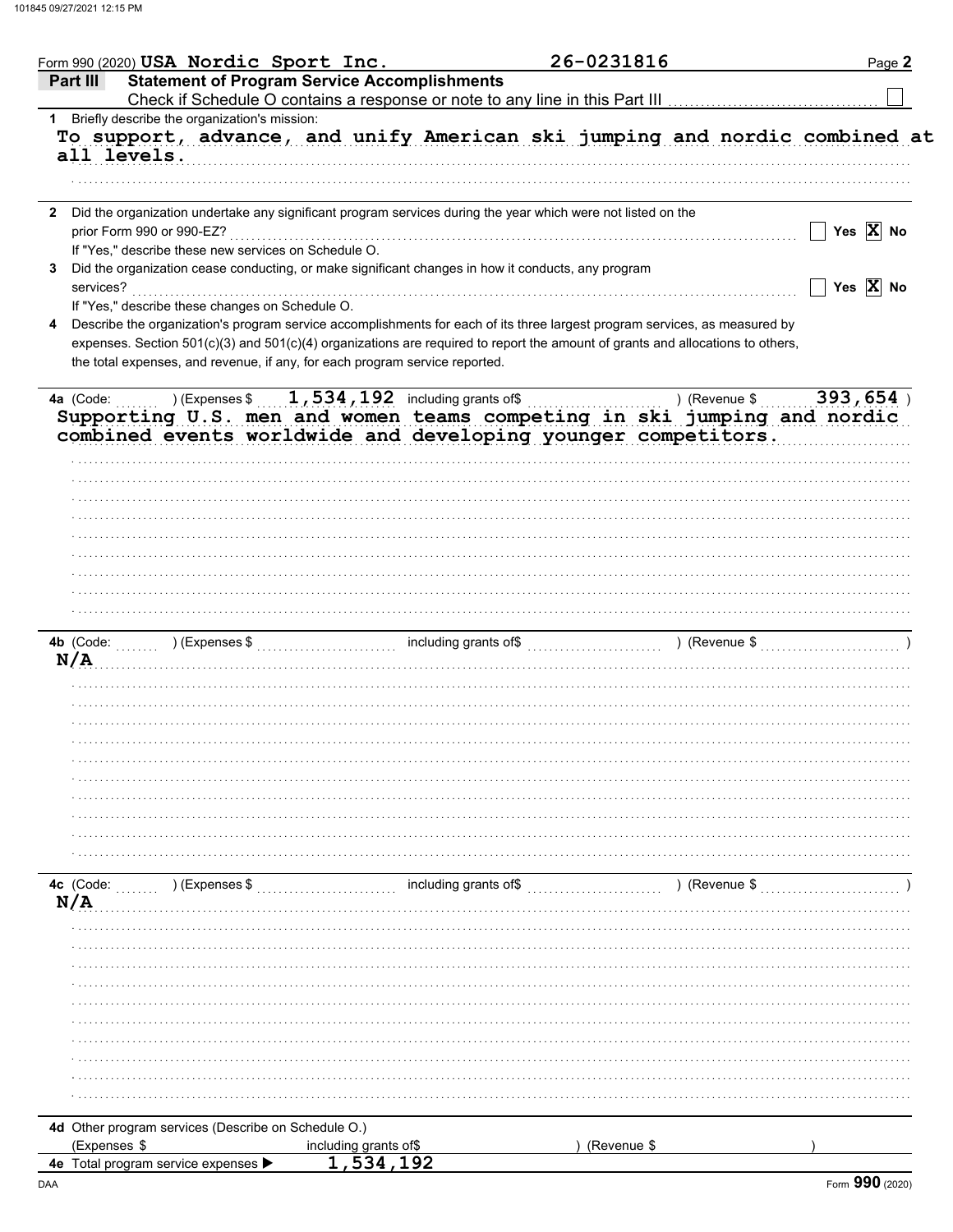Form 990 (2020) USA Nordic Sport Inc. 26-0231816

## Part III Statement of Program Service Accomplishments

Check if Schedule O contains a response or note to any line in this Part III ☐

**1** Briefly describe the organization's mission:

To support, advance, and unify American ski jumping and nordic combined at all levels.

**2** Did the organization undertake any significant program services during the year which were not listed on the prior Form 990 or 990-EZ? ☐ Yes ☒ No

If "Yes," describe these new services on Schedule O.

**3** Did the organization cease conducting, or make significant changes in how it conducts, any program services? ☐ Yes ☒ No

If "Yes," describe these changes on Schedule O.

**4** Describe the organization's program service accomplishments for each of its three largest program services, as measured by expenses. Section 501(c)(3) and 501(c)(4) organizations are required to report the amount of grants and allocations to others, the total expenses, and revenue, if any, for each program service reported.

**4a** (Code: ) (Expenses $ 1,534,192 including grants of$ ) (Revenue $ 393,654 )

Supporting U.S. men and women teams competing in ski jumping and nordic combined events worldwide and developing younger competitors.

**4b** (Code: ) (Expenses $ including grants of$ ) (Revenue $ )

N/A

**4c** (Code: ) (Expenses $ including grants of$ ) (Revenue $ )

N/A

**4d** Other program services (Describe on Schedule O.)

(Expenses $ including grants of$ ) (Revenue $ )

**4e** Total program service expenses ▶ 1,534,192

Form **990** (2020)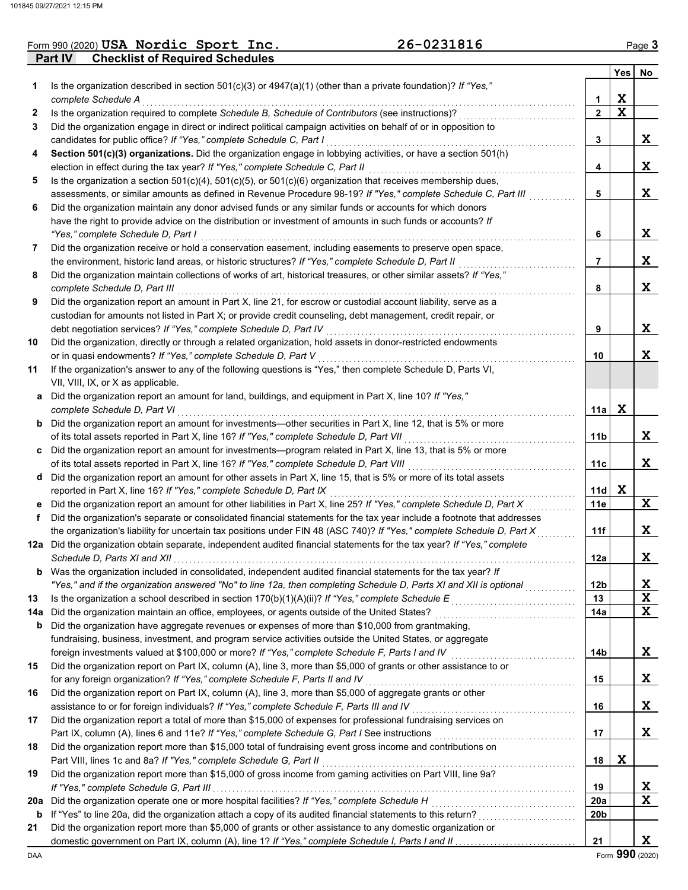Form 990 (2020) **USA Nordic Sport Inc.** **26-0231816** Page **3**

## Part IV Checklist of Required Schedules

| | | | Yes | No |
|---|---|---|---|---|
| **1** | Is the organization described in section 501(c)(3) or 4947(a)(1) (other than a private foundation)? *If "Yes," complete Schedule A* | 1 | X | |
| **2** | Is the organization required to complete *Schedule B, Schedule of Contributors* (see instructions)? | 2 | X | |
| **3** | Did the organization engage in direct or indirect political campaign activities on behalf of or in opposition to candidates for public office? *If "Yes," complete Schedule C, Part I* | 3 | | X |
| **4** | **Section 501(c)(3) organizations.** Did the organization engage in lobbying activities, or have a section 501(h) election in effect during the tax year? *If "Yes," complete Schedule C, Part II* | 4 | | X |
| **5** | Is the organization a section 501(c)(4), 501(c)(5), or 501(c)(6) organization that receives membership dues, assessments, or similar amounts as defined in Revenue Procedure 98-19? *If "Yes," complete Schedule C, Part III* | 5 | | X |
| **6** | Did the organization maintain any donor advised funds or any similar funds or accounts for which donors have the right to provide advice on the distribution or investment of amounts in such funds or accounts? *If "Yes," complete Schedule D, Part I* | 6 | | X |
| **7** | Did the organization receive or hold a conservation easement, including easements to preserve open space, the environment, historic land areas, or historic structures? *If "Yes," complete Schedule D, Part II* | 7 | | X |
| **8** | Did the organization maintain collections of works of art, historical treasures, or other similar assets? *If "Yes," complete Schedule D, Part III* | 8 | | X |
| **9** | Did the organization report an amount in Part X, line 21, for escrow or custodial account liability, serve as a custodian for amounts not listed in Part X; or provide credit counseling, debt management, credit repair, or debt negotiation services? *If "Yes," complete Schedule D, Part IV* | 9 | | X |
| **10** | Did the organization, directly or through a related organization, hold assets in donor-restricted endowments or in quasi endowments? *If "Yes," complete Schedule D, Part V* | 10 | | X |
| **11** | If the organization's answer to any of the following questions is "Yes," then complete Schedule D, Parts VI, VII, VIII, IX, or X as applicable. | | | |
| **a** | Did the organization report an amount for land, buildings, and equipment in Part X, line 10? *If "Yes," complete Schedule D, Part VI* | 11a | X | |
| **b** | Did the organization report an amount for investments—other securities in Part X, line 12, that is 5% or more of its total assets reported in Part X, line 16? *If "Yes," complete Schedule D, Part VII* | 11b | | X |
| **c** | Did the organization report an amount for investments—program related in Part X, line 13, that is 5% or more of its total assets reported in Part X, line 16? *If "Yes," complete Schedule D, Part VIII* | 11c | | X |
| **d** | Did the organization report an amount for other assets in Part X, line 15, that is 5% or more of its total assets reported in Part X, line 16? *If "Yes," complete Schedule D, Part IX* | 11d | X | |
| **e** | Did the organization report an amount for other liabilities in Part X, line 25? *If "Yes," complete Schedule D, Part X* | 11e | | X |
| **f** | Did the organization's separate or consolidated financial statements for the tax year include a footnote that addresses the organization's liability for uncertain tax positions under FIN 48 (ASC 740)? *If "Yes," complete Schedule D, Part X* | 11f | | X |
| **12a** | Did the organization obtain separate, independent audited financial statements for the tax year? *If "Yes," complete Schedule D, Parts XI and XII* | 12a | | X |
| **b** | Was the organization included in consolidated, independent audited financial statements for the tax year? *If "Yes," and if the organization answered "No" to line 12a, then completing Schedule D, Parts XI and XII is optional* | 12b | | X |
| **13** | Is the organization a school described in section 170(b)(1)(A)(ii)? *If "Yes," complete Schedule E* | 13 | | X |
| **14a** | Did the organization maintain an office, employees, or agents outside of the United States? | 14a | | X |
| **b** | Did the organization have aggregate revenues or expenses of more than $10,000 from grantmaking, fundraising, business, investment, and program service activities outside the United States, or aggregate foreign investments valued at $100,000 or more? *If "Yes," complete Schedule F, Parts I and IV* | 14b | | X |
| **15** | Did the organization report on Part IX, column (A), line 3, more than $5,000 of grants or other assistance to or for any foreign organization? *If "Yes," complete Schedule F, Parts II and IV* | 15 | | X |
| **16** | Did the organization report on Part IX, column (A), line 3, more than $5,000 of aggregate grants or other assistance to or for foreign individuals? *If "Yes," complete Schedule F, Parts III and IV* | 16 | | X |
| **17** | Did the organization report a total of more than $15,000 of expenses for professional fundraising services on Part IX, column (A), lines 6 and 11e? *If "Yes," complete Schedule G, Part I* See instructions | 17 | | X |
| **18** | Did the organization report more than $15,000 total of fundraising event gross income and contributions on Part VIII, lines 1c and 8a? *If "Yes," complete Schedule G, Part II* | 18 | X | |
| **19** | Did the organization report more than $15,000 of gross income from gaming activities on Part VIII, line 9a? *If "Yes," complete Schedule G, Part III* | 19 | | X |
| **20a** | Did the organization operate one or more hospital facilities? *If "Yes," complete Schedule H* | 20a | | X |
| **b** | If "Yes" to line 20a, did the organization attach a copy of its audited financial statements to this return? | 20b | | |
| **21** | Did the organization report more than $5,000 of grants or other assistance to any domestic organization or domestic government on Part IX, column (A), line 1? *If "Yes," complete Schedule I, Parts I and II* | 21 | | X |

DAA Form **990** (2020)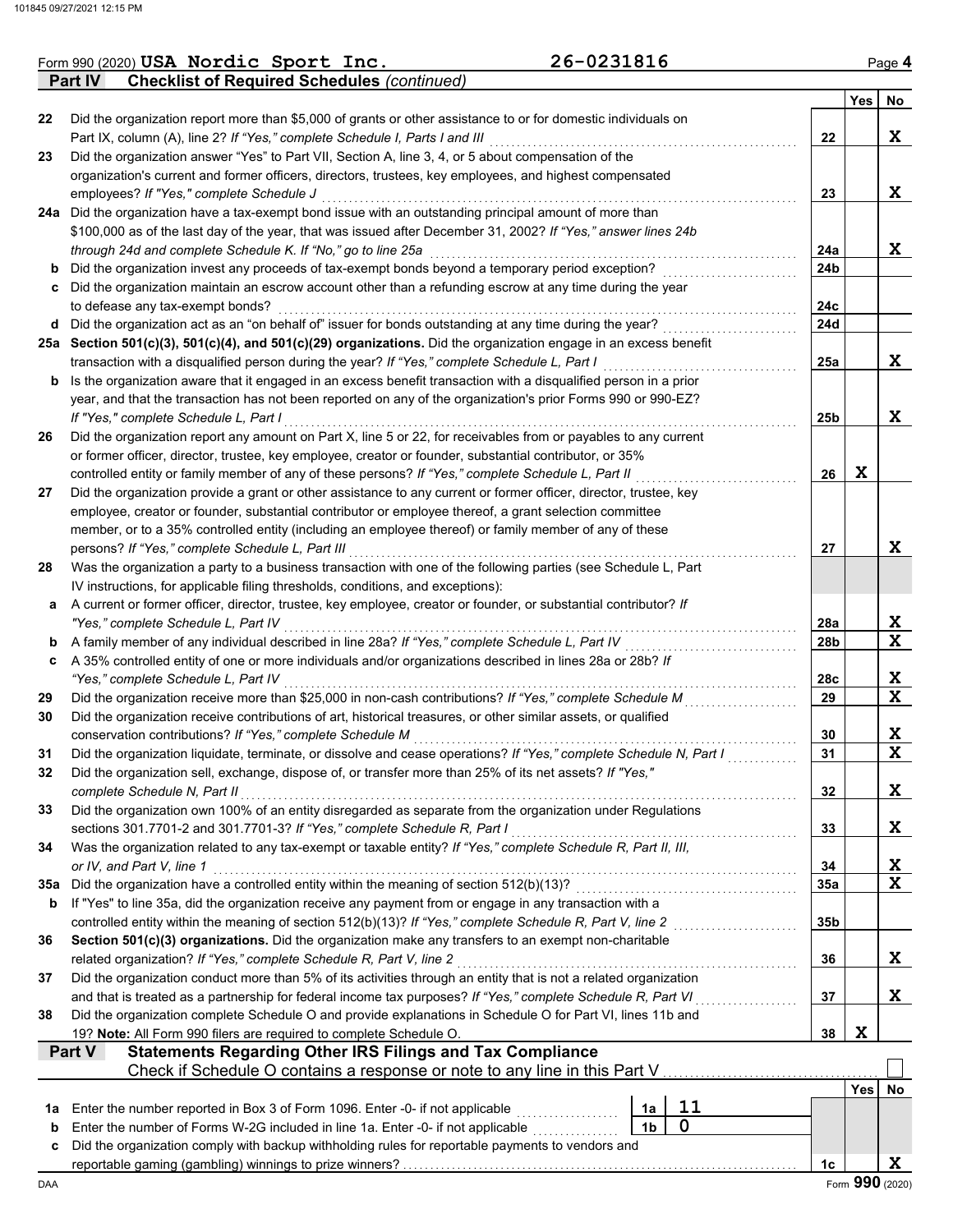Form 990 (2020) **USA Nordic Sport Inc.** **26-0231816** Page **4**

## Part IV Checklist of Required Schedules *(continued)*

| | | | Yes | No |
|---|---|---|---|---|
| **22** | Did the organization report more than $5,000 of grants or other assistance to or for domestic individuals on Part IX, column (A), line 2? *If "Yes," complete Schedule I, Parts I and III* | **22** | | **X** |
| **23** | Did the organization answer "Yes" to Part VII, Section A, line 3, 4, or 5 about compensation of the organization's current and former officers, directors, trustees, key employees, and highest compensated employees? *If "Yes," complete Schedule J* | **23** | | **X** |
| **24a** | Did the organization have a tax-exempt bond issue with an outstanding principal amount of more than $100,000 as of the last day of the year, that was issued after December 31, 2002? *If "Yes," answer lines 24b through 24d and complete Schedule K. If "No," go to line 25a* | **24a** | | **X** |
| **b** | Did the organization invest any proceeds of tax-exempt bonds beyond a temporary period exception? | **24b** | | |
| **c** | Did the organization maintain an escrow account other than a refunding escrow at any time during the year to defease any tax-exempt bonds? | **24c** | | |
| **d** | Did the organization act as an "on behalf of" issuer for bonds outstanding at any time during the year? | **24d** | | |
| **25a** | **Section 501(c)(3), 501(c)(4), and 501(c)(29) organizations.** Did the organization engage in an excess benefit transaction with a disqualified person during the year? *If "Yes," complete Schedule L, Part I* | **25a** | | **X** |
| **b** | Is the organization aware that it engaged in an excess benefit transaction with a disqualified person in a prior year, and that the transaction has not been reported on any of the organization's prior Forms 990 or 990-EZ? *If "Yes," complete Schedule L, Part I* | **25b** | | **X** |
| **26** | Did the organization report any amount on Part X, line 5 or 22, for receivables from or payables to any current or former officer, director, trustee, key employee, creator or founder, substantial contributor, or 35% controlled entity or family member of any of these persons? *If "Yes," complete Schedule L, Part II* | **26** | **X** | |
| **27** | Did the organization provide a grant or other assistance to any current or former officer, director, trustee, key employee, creator or founder, substantial contributor or employee thereof, a grant selection committee member, or to a 35% controlled entity (including an employee thereof) or family member of any of these persons? *If "Yes," complete Schedule L, Part III* | **27** | | **X** |
| **28** | Was the organization a party to a business transaction with one of the following parties (see Schedule L, Part IV instructions, for applicable filing thresholds, conditions, and exceptions): | | | |
| **a** | A current or former officer, director, trustee, key employee, creator or founder, or substantial contributor? *If "Yes," complete Schedule L, Part IV* | **28a** | | **X** |
| **b** | A family member of any individual described in line 28a? *If "Yes," complete Schedule L, Part IV* | **28b** | | **X** |
| **c** | A 35% controlled entity of one or more individuals and/or organizations described in lines 28a or 28b? *If "Yes," complete Schedule L, Part IV* | **28c** | | **X** |
| **29** | Did the organization receive more than $25,000 in non-cash contributions? *If "Yes," complete Schedule M* | **29** | | **X** |
| **30** | Did the organization receive contributions of art, historical treasures, or other similar assets, or qualified conservation contributions? *If "Yes," complete Schedule M* | **30** | | **X** |
| **31** | Did the organization liquidate, terminate, or dissolve and cease operations? *If "Yes," complete Schedule N, Part I* | **31** | | **X** |
| **32** | Did the organization sell, exchange, dispose of, or transfer more than 25% of its net assets? *If "Yes," complete Schedule N, Part II* | **32** | | **X** |
| **33** | Did the organization own 100% of an entity disregarded as separate from the organization under Regulations sections 301.7701-2 and 301.7701-3? *If "Yes," complete Schedule R, Part I* | **33** | | **X** |
| **34** | Was the organization related to any tax-exempt or taxable entity? *If "Yes," complete Schedule R, Part II, III, or IV, and Part V, line 1* | **34** | | **X** |
| **35a** | Did the organization have a controlled entity within the meaning of section 512(b)(13)? | **35a** | | **X** |
| **b** | If "Yes" to line 35a, did the organization receive any payment from or engage in any transaction with a controlled entity within the meaning of section 512(b)(13)? *If "Yes," complete Schedule R, Part V, line 2* | **35b** | | |
| **36** | **Section 501(c)(3) organizations.** Did the organization make any transfers to an exempt non-charitable related organization? *If "Yes," complete Schedule R, Part V, line 2* | **36** | | **X** |
| **37** | Did the organization conduct more than 5% of its activities through an entity that is not a related organization and that is treated as a partnership for federal income tax purposes? *If "Yes," complete Schedule R, Part VI* | **37** | | **X** |
| **38** | Did the organization complete Schedule O and provide explanations in Schedule O for Part VI, lines 11b and 19? **Note:** All Form 990 filers are required to complete Schedule O. | **38** | **X** | |

## Part V Statements Regarding Other IRS Filings and Tax Compliance

Check if Schedule O contains a response or note to any line in this Part V ☐

| | | | | | Yes | No |
|---|---|---|---|---|---|---|
| **1a** | Enter the number reported in Box 3 of Form 1096. Enter -0- if not applicable | 1a | 11 | | | |
| **b** | Enter the number of Forms W-2G included in line 1a. Enter -0- if not applicable | 1b | 0 | | | |
| **c** | Did the organization comply with backup withholding rules for reportable payments to vendors and reportable gaming (gambling) winnings to prize winners? | | | **1c** | | **X** |

Form **990** (2020)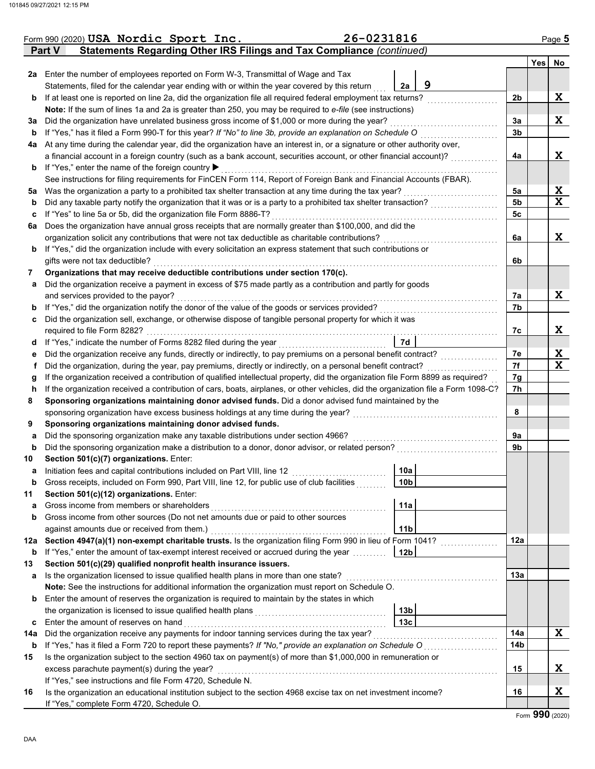Form 990 (2020) **USA Nordic Sport Inc.** **26-0231816** Page **5**

## Part V Statements Regarding Other IRS Filings and Tax Compliance *(continued)*

| | | | | Yes | No |
|---|---|---|---|---|---|
| **2a** | Enter the number of employees reported on Form W-3, Transmittal of Wage and Tax Statements, filed for the calendar year ending with or within the year covered by this return | 2a: 9 | | | |
| **b** | If at least one is reported on line 2a, did the organization file all required federal employment tax returns? | | 2b | | X |
| | **Note:** If the sum of lines 1a and 2a is greater than 250, you may be required to *e-file* (see instructions) | | | | |
| **3a** | Did the organization have unrelated business gross income of $1,000 or more during the year? | | 3a | | X |
| **b** | If "Yes," has it filed a Form 990-T for this year? *If "No" to line 3b, provide an explanation on Schedule O* | | 3b | | |
| **4a** | At any time during the calendar year, did the organization have an interest in, or a signature or other authority over, a financial account in a foreign country (such as a bank account, securities account, or other financial account)? | | 4a | | X |
| **b** | If "Yes," enter the name of the foreign country ▶ | | | | |
| | See instructions for filing requirements for FinCEN Form 114, Report of Foreign Bank and Financial Accounts (FBAR). | | | | |
| **5a** | Was the organization a party to a prohibited tax shelter transaction at any time during the tax year? | | 5a | | X |
| **b** | Did any taxable party notify the organization that it was or is a party to a prohibited tax shelter transaction? | | 5b | | X |
| **c** | If "Yes" to line 5a or 5b, did the organization file Form 8886-T? | | 5c | | |
| **6a** | Does the organization have annual gross receipts that are normally greater than $100,000, and did the organization solicit any contributions that were not tax deductible as charitable contributions? | | 6a | | X |
| **b** | If "Yes," did the organization include with every solicitation an express statement that such contributions or gifts were not tax deductible? | | 6b | | |
| **7** | **Organizations that may receive deductible contributions under section 170(c).** | | | | |
| **a** | Did the organization receive a payment in excess of $75 made partly as a contribution and partly for goods and services provided to the payor? | | 7a | | X |
| **b** | If "Yes," did the organization notify the donor of the value of the goods or services provided? | | 7b | | |
| **c** | Did the organization sell, exchange, or otherwise dispose of tangible personal property for which it was required to file Form 8282? | | 7c | | X |
| **d** | If "Yes," indicate the number of Forms 8282 filed during the year | 7d | | | |
| **e** | Did the organization receive any funds, directly or indirectly, to pay premiums on a personal benefit contract? | | 7e | | X |
| **f** | Did the organization, during the year, pay premiums, directly or indirectly, on a personal benefit contract? | | 7f | | X |
| **g** | If the organization received a contribution of qualified intellectual property, did the organization file Form 8899 as required? | | 7g | | |
| **h** | If the organization received a contribution of cars, boats, airplanes, or other vehicles, did the organization file a Form 1098-C? | | 7h | | |
| **8** | **Sponsoring organizations maintaining donor advised funds.** Did a donor advised fund maintained by the sponsoring organization have excess business holdings at any time during the year? | | 8 | | |
| **9** | **Sponsoring organizations maintaining donor advised funds.** | | | | |
| **a** | Did the sponsoring organization make any taxable distributions under section 4966? | | 9a | | |
| **b** | Did the sponsoring organization make a distribution to a donor, donor advisor, or related person? | | 9b | | |
| **10** | **Section 501(c)(7) organizations.** Enter: | | | | |
| **a** | Initiation fees and capital contributions included on Part VIII, line 12 | 10a | | | |
| **b** | Gross receipts, included on Form 990, Part VIII, line 12, for public use of club facilities | 10b | | | |
| **11** | **Section 501(c)(12) organizations.** Enter: | | | | |
| **a** | Gross income from members or shareholders | 11a | | | |
| **b** | Gross income from other sources (Do not net amounts due or paid to other sources against amounts due or received from them.) | 11b | | | |
| **12a** | **Section 4947(a)(1) non-exempt charitable trusts.** Is the organization filing Form 990 in lieu of Form 1041? | | 12a | | |
| **b** | If "Yes," enter the amount of tax-exempt interest received or accrued during the year | 12b | | | |
| **13** | **Section 501(c)(29) qualified nonprofit health insurance issuers.** | | | | |
| **a** | Is the organization licensed to issue qualified health plans in more than one state? | | 13a | | |
| | **Note:** See the instructions for additional information the organization must report on Schedule O. | | | | |
| **b** | Enter the amount of reserves the organization is required to maintain by the states in which the organization is licensed to issue qualified health plans | 13b | | | |
| **c** | Enter the amount of reserves on hand | 13c | | | |
| **14a** | Did the organization receive any payments for indoor tanning services during the tax year? | | 14a | | X |
| **b** | If "Yes," has it filed a Form 720 to report these payments? *If "No," provide an explanation on Schedule O* | | 14b | | |
| **15** | Is the organization subject to the section 4960 tax on payment(s) of more than $1,000,000 in remuneration or excess parachute payment(s) during the year? | | 15 | | X |
| | If "Yes," see instructions and file Form 4720, Schedule N. | | | | |
| **16** | Is the organization an educational institution subject to the section 4968 excise tax on net investment income? | | 16 | | X |
| | If "Yes," complete Form 4720, Schedule O. | | | | |

Form **990** (2020)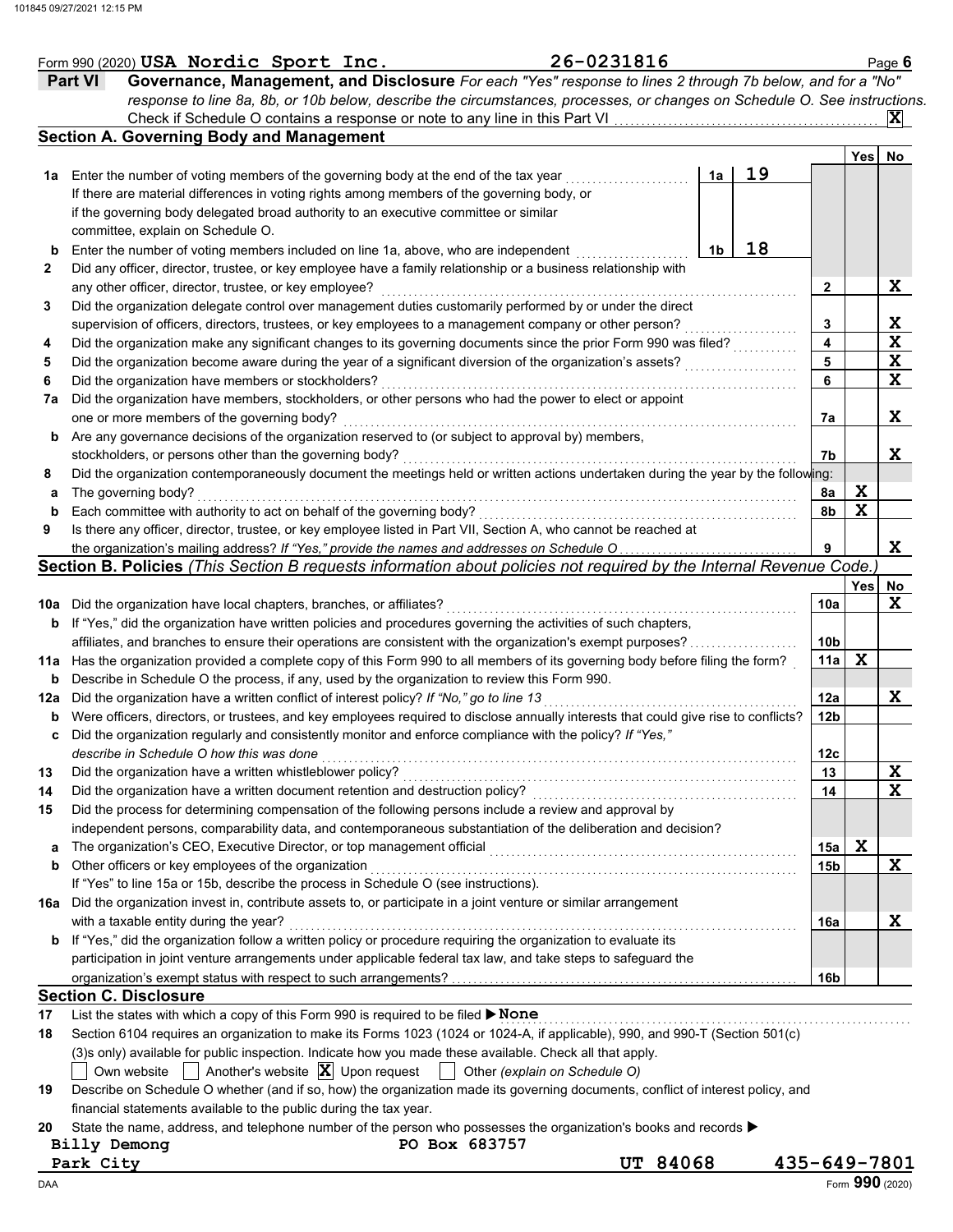Form 990 (2020) **USA Nordic Sport Inc.** **26-0231816** Page **6**

## Part VI Governance, Management, and Disclosure

*For each "Yes" response to lines 2 through 7b below, and for a "No" response to line 8a, 8b, or 10b below, describe the circumstances, processes, or changes on Schedule O. See instructions.*

Check if Schedule O contains a response or note to any line in this Part VI . . . . . . [X]

### Section A. Governing Body and Management

| | | | | Yes | No |
|---|---|---|---|---|---|
| **1a** | Enter the number of voting members of the governing body at the end of the tax year. If there are material differences in voting rights among members of the governing body, or if the governing body delegated broad authority to an executive committee or similar committee, explain on Schedule O. | 1a | 19 | | |
| **b** | Enter the number of voting members included on line 1a, above, who are independent | 1b | 18 | | |
| **2** | Did any officer, director, trustee, or key employee have a family relationship or a business relationship with any other officer, director, trustee, or key employee? | | 2 | | X |
| **3** | Did the organization delegate control over management duties customarily performed by or under the direct supervision of officers, directors, trustees, or key employees to a management company or other person? | | 3 | | X |
| **4** | Did the organization make any significant changes to its governing documents since the prior Form 990 was filed? | | 4 | | X |
| **5** | Did the organization become aware during the year of a significant diversion of the organization's assets? | | 5 | | X |
| **6** | Did the organization have members or stockholders? | | 6 | | X |
| **7a** | Did the organization have members, stockholders, or other persons who had the power to elect or appoint one or more members of the governing body? | | 7a | | X |
| **b** | Are any governance decisions of the organization reserved to (or subject to approval by) members, stockholders, or persons other than the governing body? | | 7b | | X |
| **8** | Did the organization contemporaneously document the meetings held or written actions undertaken during the year by the following: | | | | |
| **a** | The governing body? | | 8a | X | |
| **b** | Each committee with authority to act on behalf of the governing body? | | 8b | X | |
| **9** | Is there any officer, director, trustee, or key employee listed in Part VII, Section A, who cannot be reached at the organization's mailing address? *If "Yes," provide the names and addresses on Schedule O* | | 9 | | X |

### Section B. Policies *(This Section B requests information about policies not required by the Internal Revenue Code.)*

| | | | Yes | No |
|---|---|---|---|---|
| **10a** | Did the organization have local chapters, branches, or affiliates? | 10a | | X |
| **b** | If "Yes," did the organization have written policies and procedures governing the activities of such chapters, affiliates, and branches to ensure their operations are consistent with the organization's exempt purposes? | 10b | | |
| **11a** | Has the organization provided a complete copy of this Form 990 to all members of its governing body before filing the form? | 11a | X | |
| **b** | Describe in Schedule O the process, if any, used by the organization to review this Form 990. | | | |
| **12a** | Did the organization have a written conflict of interest policy? *If "No," go to line 13* | 12a | | X |
| **b** | Were officers, directors, or trustees, and key employees required to disclose annually interests that could give rise to conflicts? | 12b | | |
| **c** | Did the organization regularly and consistently monitor and enforce compliance with the policy? *If "Yes," describe in Schedule O how this was done* | 12c | | |
| **13** | Did the organization have a written whistleblower policy? | 13 | | X |
| **14** | Did the organization have a written document retention and destruction policy? | 14 | | X |
| **15** | Did the process for determining compensation of the following persons include a review and approval by independent persons, comparability data, and contemporaneous substantiation of the deliberation and decision? | | | |
| **a** | The organization's CEO, Executive Director, or top management official | 15a | X | |
| **b** | Other officers or key employees of the organization | 15b | | X |
| | If "Yes" to line 15a or 15b, describe the process in Schedule O (see instructions). | | | |
| **16a** | Did the organization invest in, contribute assets to, or participate in a joint venture or similar arrangement with a taxable entity during the year? | 16a | | X |
| **b** | If "Yes," did the organization follow a written policy or procedure requiring the organization to evaluate its participation in joint venture arrangements under applicable federal tax law, and take steps to safeguard the organization's exempt status with respect to such arrangements? | 16b | | |

### Section C. Disclosure

**17** List the states with which a copy of this Form 990 is required to be filed ▶ **None**

**18** Section 6104 requires an organization to make its Forms 1023 (1024 or 1024-A, if applicable), 990, and 990-T (Section 501(c)(3)s only) available for public inspection. Indicate how you made these available. Check all that apply.

[ ] Own website [ ] Another's website [X] Upon request [ ] Other *(explain on Schedule O)*

**19** Describe on Schedule O whether (and if so, how) the organization made its governing documents, conflict of interest policy, and financial statements available to the public during the tax year.

**20** State the name, address, and telephone number of the person who possesses the organization's books and records ▶

Billy Demong
PO Box 683757
Park City UT 84068 435-649-7801

DAA Form **990** (2020)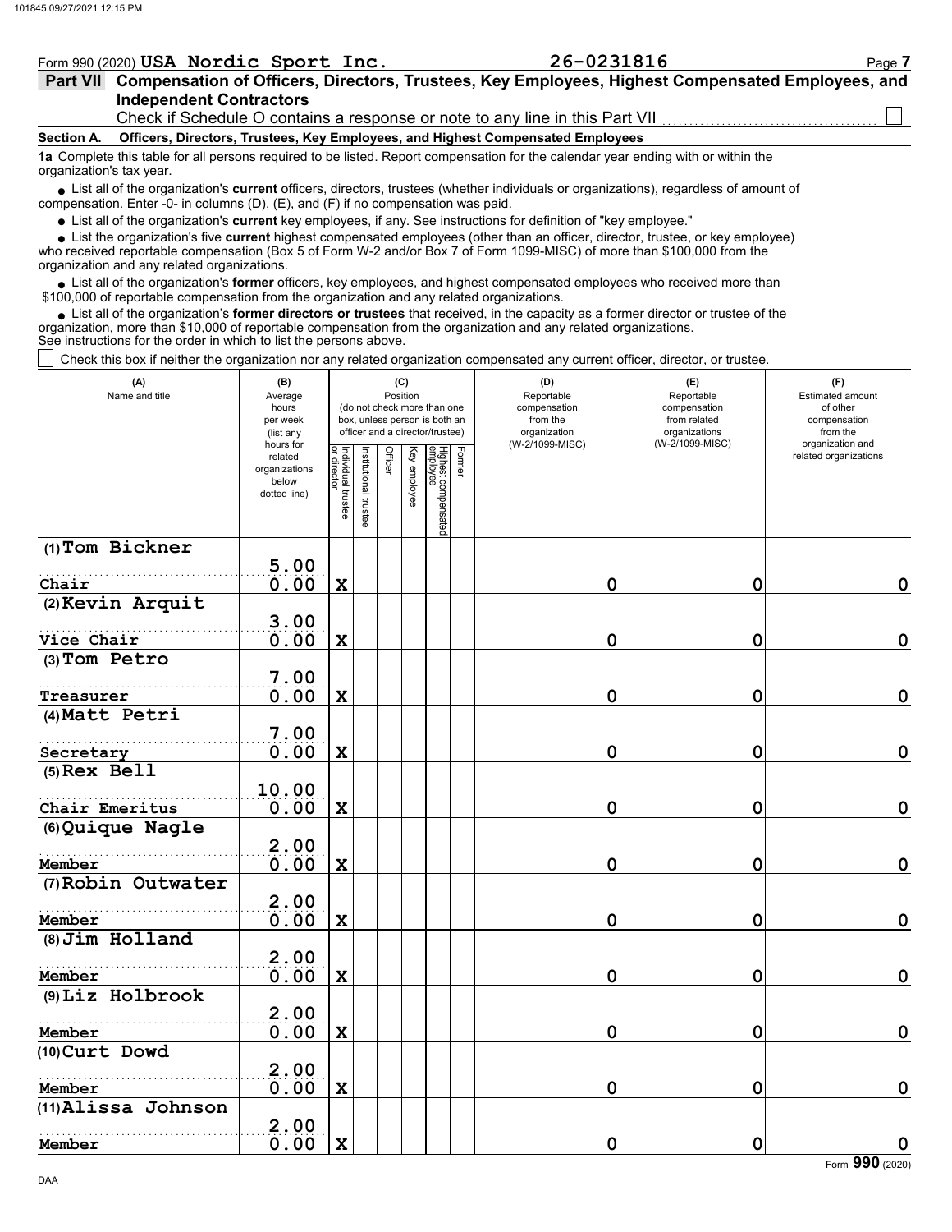Form 990 (2020) **USA Nordic Sport Inc.** **26-0231816**

## Part VII Compensation of Officers, Directors, Trustees, Key Employees, Highest Compensated Employees, and Independent Contractors

Check if Schedule O contains a response or note to any line in this Part VII ☐

**Section A. Officers, Directors, Trustees, Key Employees, and Highest Compensated Employees**

**1a** Complete this table for all persons required to be listed. Report compensation for the calendar year ending with or within the organization's tax year.

- List all of the organization's **current** officers, directors, trustees (whether individuals or organizations), regardless of amount of compensation. Enter -0- in columns (D), (E), and (F) if no compensation was paid.
- List all of the organization's **current** key employees, if any. See instructions for definition of "key employee."
- List the organization's five **current** highest compensated employees (other than an officer, director, trustee, or key employee) who received reportable compensation (Box 5 of Form W-2 and/or Box 7 of Form 1099-MISC) of more than $100,000 from the organization and any related organizations.
- List all of the organization's **former** officers, key employees, and highest compensated employees who received more than $100,000 of reportable compensation from the organization and any related organizations.
- List all of the organization's **former directors or trustees** that received, in the capacity as a former director or trustee of the organization, more than $10,000 of reportable compensation from the organization and any related organizations.

See instructions for the order in which to list the persons above.

☐ Check this box if neither the organization nor any related organization compensated any current officer, director, or trustee.

| (A) Name and title | (B) Average hours per week (list any hours for related organizations below dotted line) | (C) Position: Individual trustee or director | Institutional trustee | Officer | Key employee | Highest compensated employee | Former | (D) Reportable compensation from the organization (W-2/1099-MISC) | (E) Reportable compensation from related organizations (W-2/1099-MISC) | (F) Estimated amount of other compensation from the organization and related organizations |
|---|---|---|---|---|---|---|---|---|---|---|
| (1) Tom Bickner<br>Chair | 5.00<br>0.00 | X | | | | | | 0 | 0 | 0 |
| (2) Kevin Arquit<br>Vice Chair | 3.00<br>0.00 | X | | | | | | 0 | 0 | 0 |
| (3) Tom Petro<br>Treasurer | 7.00<br>0.00 | X | | | | | | 0 | 0 | 0 |
| (4) Matt Petri<br>Secretary | 7.00<br>0.00 | X | | | | | | 0 | 0 | 0 |
| (5) Rex Bell<br>Chair Emeritus | 10.00<br>0.00 | X | | | | | | 0 | 0 | 0 |
| (6) Quique Nagle<br>Member | 2.00<br>0.00 | X | | | | | | 0 | 0 | 0 |
| (7) Robin Outwater<br>Member | 2.00<br>0.00 | X | | | | | | 0 | 0 | 0 |
| (8) Jim Holland<br>Member | 2.00<br>0.00 | X | | | | | | 0 | 0 | 0 |
| (9) Liz Holbrook<br>Member | 2.00<br>0.00 | X | | | | | | 0 | 0 | 0 |
| (10) Curt Dowd<br>Member | 2.00<br>0.00 | X | | | | | | 0 | 0 | 0 |
| (11) Alissa Johnson<br>Member | 2.00<br>0.00 | X | | | | | | 0 | 0 | 0 |

Form **990** (2020)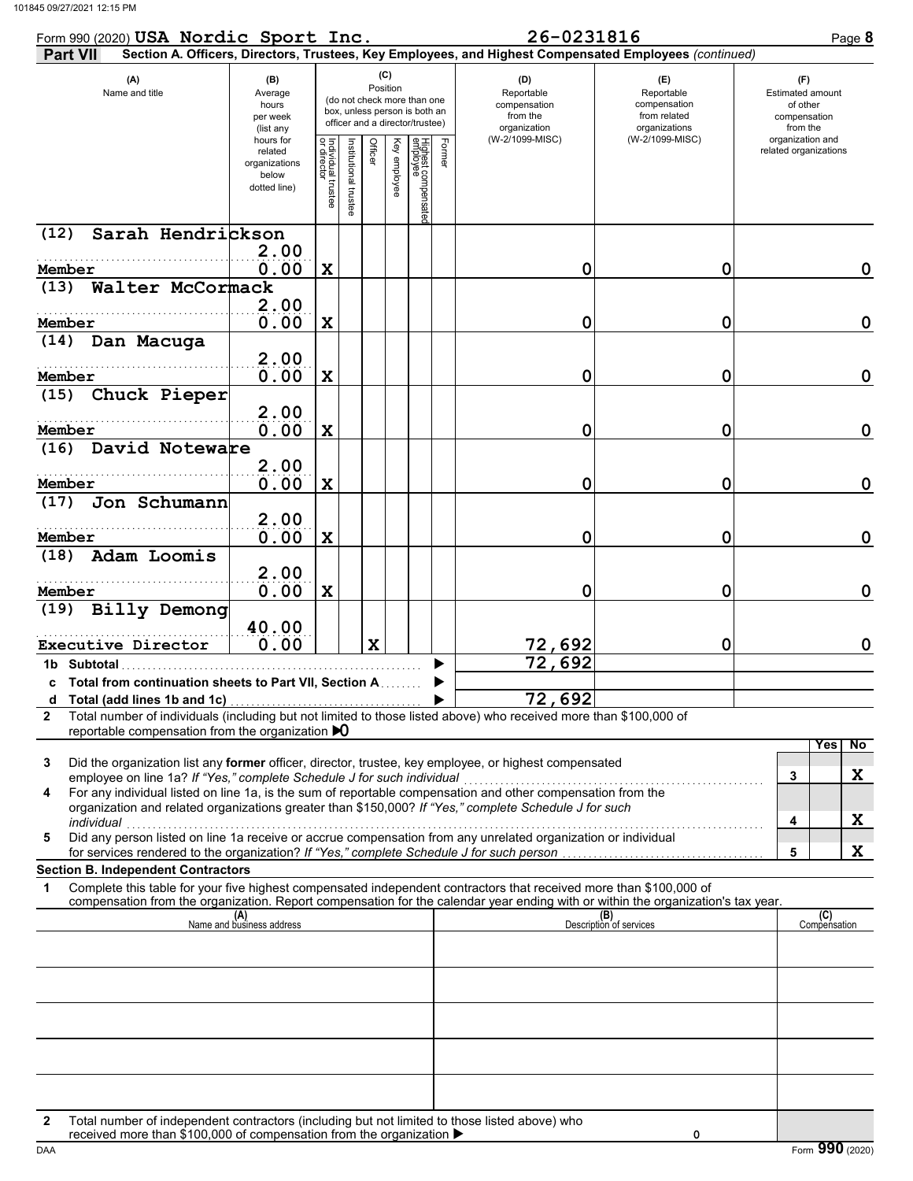Form 990 (2020) **USA Nordic Sport Inc.** 26-0231816

**Part VII** Section A. Officers, Directors, Trustees, Key Employees, and Highest Compensated Employees *(continued)*

| (A) Name and title | (B) Average hours per week (list any hours for related organizations below dotted line) | (C) Position: Individual trustee or director | Institutional trustee | Officer | Key employee | Highest compensated employee | Former | (D) Reportable compensation from the organization (W-2/1099-MISC) | (E) Reportable compensation from related organizations (W-2/1099-MISC) | (F) Estimated amount of other compensation from the organization and related organizations |
|---|---|---|---|---|---|---|---|---|---|---|
| (12) Sarah Hendrickson<br>Member | 2.00<br>0.00 | X | | | | | | 0 | 0 | 0 |
| (13) Walter McCormack<br>Member | 2.00<br>0.00 | X | | | | | | 0 | 0 | 0 |
| (14) Dan Macuga<br>Member | 2.00<br>0.00 | X | | | | | | 0 | 0 | 0 |
| (15) Chuck Pieper<br>Member | 2.00<br>0.00 | X | | | | | | 0 | 0 | 0 |
| (16) David Noteware<br>Member | 2.00<br>0.00 | X | | | | | | 0 | 0 | 0 |
| (17) Jon Schumann<br>Member | 2.00<br>0.00 | X | | | | | | 0 | 0 | 0 |
| (18) Adam Loomis<br>Member | 2.00<br>0.00 | X | | | | | | 0 | 0 | 0 |
| (19) Billy Demong<br>Executive Director | 40.00<br>0.00 | | | X | | | | 72,692 | 0 | 0 |
| 1b Subtotal | | | | | | | | 72,692 | | |
| c Total from continuation sheets to Part VII, Section A | | | | | | | | | | |
| d Total (add lines 1b and 1c) | | | | | | | | 72,692 | | |

2 Total number of individuals (including but not limited to those listed above) who received more than $100,000 of reportable compensation from the organization ▶ 0

| | | Yes | No |
|---|---|---|---|
| 3 Did the organization list any **former** officer, director, trustee, key employee, or highest compensated employee on line 1a? *If "Yes," complete Schedule J for such individual* | 3 | | X |
| 4 For any individual listed on line 1a, is the sum of reportable compensation and other compensation from the organization and related organizations greater than $150,000? *If "Yes," complete Schedule J for such individual* | 4 | | X |
| 5 Did any person listed on line 1a receive or accrue compensation from any unrelated organization or individual for services rendered to the organization? *If "Yes," complete Schedule J for such person* | 5 | | X |

**Section B. Independent Contractors**

1 Complete this table for your five highest compensated independent contractors that received more than $100,000 of compensation from the organization. Report compensation for the calendar year ending with or within the organization's tax year.

| (A) Name and business address | (B) Description of services | (C) Compensation |
|---|---|---|
| | | |
| | | |
| | | |
| | | |
| | | |

2 Total number of independent contractors (including but not limited to those listed above) who received more than $100,000 of compensation from the organization ▶ 0

Form **990** (2020)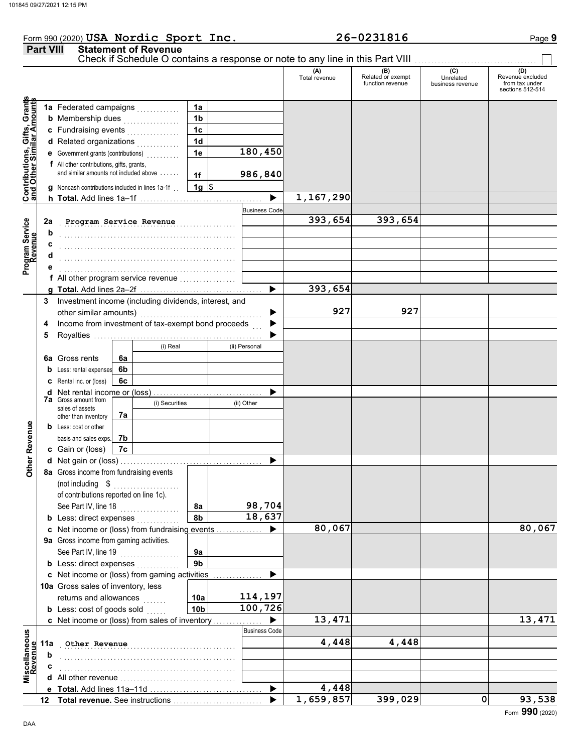Form 990 (2020) **USA Nordic Sport Inc.** **26-0231816**

## Part VIII Statement of Revenue

Check if Schedule O contains a response or note to any line in this Part VIII ☐

| | | | (A) Total revenue | (B) Related or exempt function revenue | (C) Unrelated business revenue | (D) Revenue excluded from tax under sections 512-514 |
|---|---|---|---|---|---|---|
| **Contributions, Gifts, Grants and Other Similar Amounts** | | | | | | |
| 1a Federated campaigns | 1a | | | | | |
| b Membership dues | 1b | | | | | |
| c Fundraising events | 1c | | | | | |
| d Related organizations | 1d | | | | | |
| e Government grants (contributions) | 1e | 180,450 | | | | |
| f All other contributions, gifts, grants, and similar amounts not included above | 1f | 986,840 | | | | |
| g Noncash contributions included in lines 1a-1f | 1g | $ | | | | |
| h **Total.** Add lines 1a–1f | | ▶ | 1,167,290 | | | |
| **Program Service Revenue** | | Business Code | | | | |
| 2a Program Service Revenue | | | 393,654 | 393,654 | | |
| b | | | | | | |
| c | | | | | | |
| d | | | | | | |
| e | | | | | | |
| f All other program service revenue | | | | | | |
| g **Total.** Add lines 2a–2f | | ▶ | 393,654 | | | |
| **Other Revenue** | | | | | | |
| 3 Investment income (including dividends, interest, and other similar amounts) | | ▶ | 927 | 927 | | |
| 4 Income from investment of tax-exempt bond proceeds | | ▶ | | | | |
| 5 Royalties | | ▶ | | | | |
| | (i) Real | (ii) Personal | | | | |
| 6a Gross rents (6a) | | | | | | |
| b Less: rental expenses (6b) | | | | | | |
| c Rental inc. or (loss) (6c) | | | | | | |
| d Net rental income or (loss) | | ▶ | | | | |
| | (i) Securities | (ii) Other | | | | |
| 7a Gross amount from sales of assets other than inventory (7a) | | | | | | |
| b Less: cost or other basis and sales exps. (7b) | | | | | | |
| c Gain or (loss) (7c) | | | | | | |
| d Net gain or (loss) | | ▶ | | | | |
| 8a Gross income from fundraising events (not including $ of contributions reported on line 1c). See Part IV, line 18 | 8a | 98,704 | | | | |
| b Less: direct expenses | 8b | 18,637 | | | | |
| c Net income or (loss) from fundraising events | | ▶ | 80,067 | | | 80,067 |
| 9a Gross income from gaming activities. See Part IV, line 19 | 9a | | | | | |
| b Less: direct expenses | 9b | | | | | |
| c Net income or (loss) from gaming activities | | ▶ | | | | |
| 10a Gross sales of inventory, less returns and allowances | 10a | 114,197 | | | | |
| b Less: cost of goods sold | 10b | 100,726 | | | | |
| c Net income or (loss) from sales of inventory | | ▶ | 13,471 | | | 13,471 |
| **Miscellaneous Revenue** | | Business Code | | | | |
| 11a Other Revenue | | | 4,448 | 4,448 | | |
| b | | | | | | |
| c | | | | | | |
| d All other revenue | | | | | | |
| e **Total.** Add lines 11a–11d | | ▶ | 4,448 | | | |
| 12 **Total revenue.** See instructions | | ▶ | 1,659,857 | 399,029 | 0 | 93,538 |

Form **990** (2020)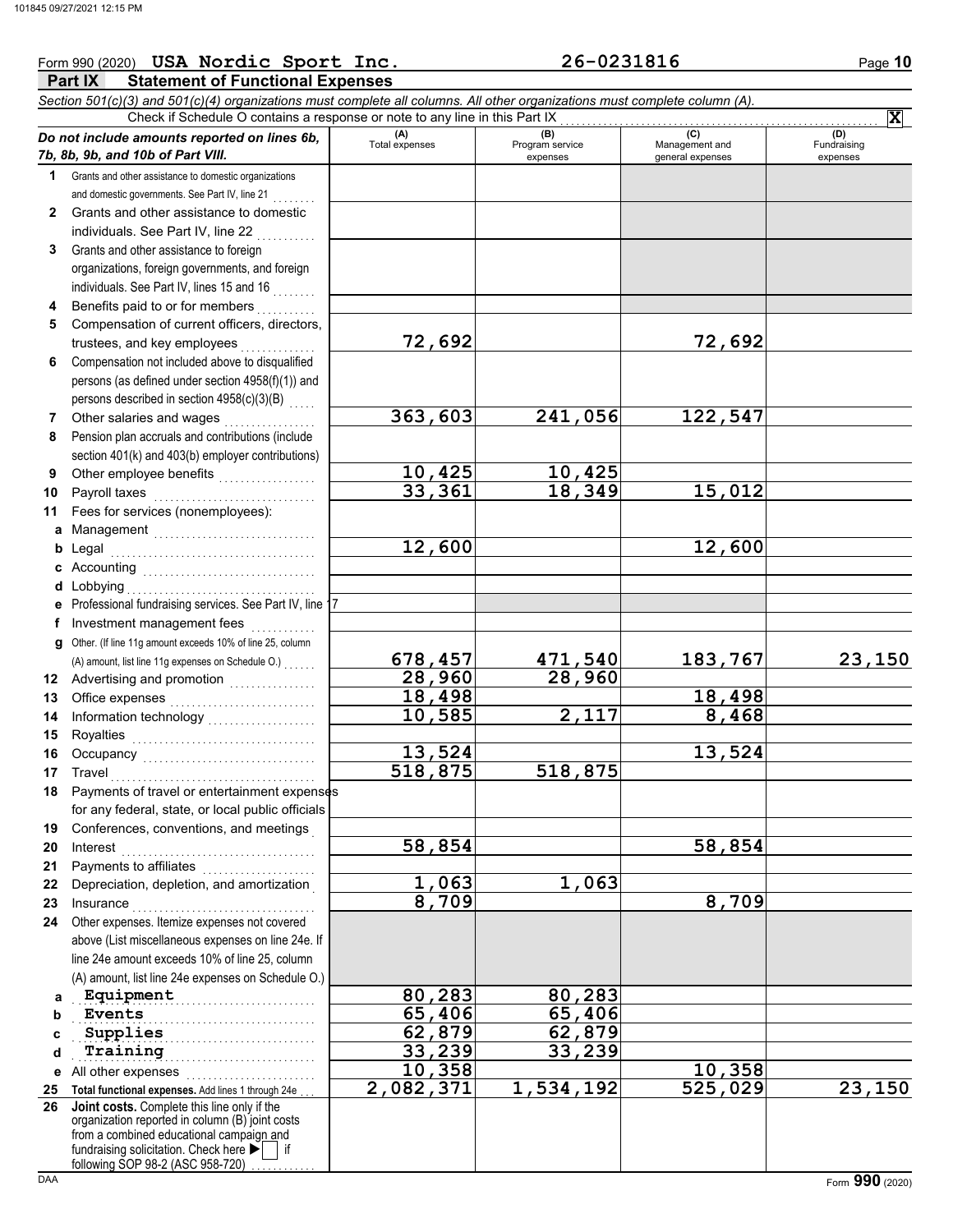Form 990 (2020) **USA Nordic Sport Inc.** **26-0231816** Page **10**

## Part IX Statement of Functional Expenses

*Section 501(c)(3) and 501(c)(4) organizations must complete all columns. All other organizations must complete column (A).*

Check if Schedule O contains a response or note to any line in this Part IX . . . . . . . . . . **X**

| *Do not include amounts reported on lines 6b, 7b, 8b, 9b, and 10b of Part VIII.* | (A) Total expenses | (B) Program service expenses | (C) Management and general expenses | (D) Fundraising expenses |
|---|---|---|---|---|
| **1** Grants and other assistance to domestic organizations and domestic governments. See Part IV, line 21 | | | | |
| **2** Grants and other assistance to domestic individuals. See Part IV, line 22 | | | | |
| **3** Grants and other assistance to foreign organizations, foreign governments, and foreign individuals. See Part IV, lines 15 and 16 | | | | |
| **4** Benefits paid to or for members | | | | |
| **5** Compensation of current officers, directors, trustees, and key employees | 72,692 | | 72,692 | |
| **6** Compensation not included above to disqualified persons (as defined under section 4958(f)(1)) and persons described in section 4958(c)(3)(B) | | | | |
| **7** Other salaries and wages | 363,603 | 241,056 | 122,547 | |
| **8** Pension plan accruals and contributions (include section 401(k) and 403(b) employer contributions) | | | | |
| **9** Other employee benefits | 10,425 | 10,425 | | |
| **10** Payroll taxes | 33,361 | 18,349 | 15,012 | |
| **11** Fees for services (nonemployees): | | | | |
| **a** Management | | | | |
| **b** Legal | 12,600 | | 12,600 | |
| **c** Accounting | | | | |
| **d** Lobbying | | | | |
| **e** Professional fundraising services. See Part IV, line 17 | | | | |
| **f** Investment management fees | | | | |
| **g** Other. (If line 11g amount exceeds 10% of line 25, column (A) amount, list line 11g expenses on Schedule O.) | 678,457 | 471,540 | 183,767 | 23,150 |
| **12** Advertising and promotion | 28,960 | 28,960 | | |
| **13** Office expenses | 18,498 | | 18,498 | |
| **14** Information technology | 10,585 | 2,117 | 8,468 | |
| **15** Royalties | | | | |
| **16** Occupancy | 13,524 | | 13,524 | |
| **17** Travel | 518,875 | 518,875 | | |
| **18** Payments of travel or entertainment expenses for any federal, state, or local public officials | | | | |
| **19** Conferences, conventions, and meetings | | | | |
| **20** Interest | 58,854 | | 58,854 | |
| **21** Payments to affiliates | | | | |
| **22** Depreciation, depletion, and amortization | 1,063 | 1,063 | | |
| **23** Insurance | 8,709 | | 8,709 | |
| **24** Other expenses. Itemize expenses not covered above (List miscellaneous expenses on line 24e. If line 24e amount exceeds 10% of line 25, column (A) amount, list line 24e expenses on Schedule O.) | | | | |
| **a** Equipment | 80,283 | 80,283 | | |
| **b** Events | 65,406 | 65,406 | | |
| **c** Supplies | 62,879 | 62,879 | | |
| **d** Training | 33,239 | 33,239 | | |
| **e** All other expenses | 10,358 | | 10,358 | |
| **25 Total functional expenses.** Add lines 1 through 24e | 2,082,371 | 1,534,192 | 525,029 | 23,150 |
| **26 Joint costs.** Complete this line only if the organization reported in column (B) joint costs from a combined educational campaign and fundraising solicitation. Check here ▶ ☐ if following SOP 98-2 (ASC 958-720) | | | | |

DAA Form **990** (2020)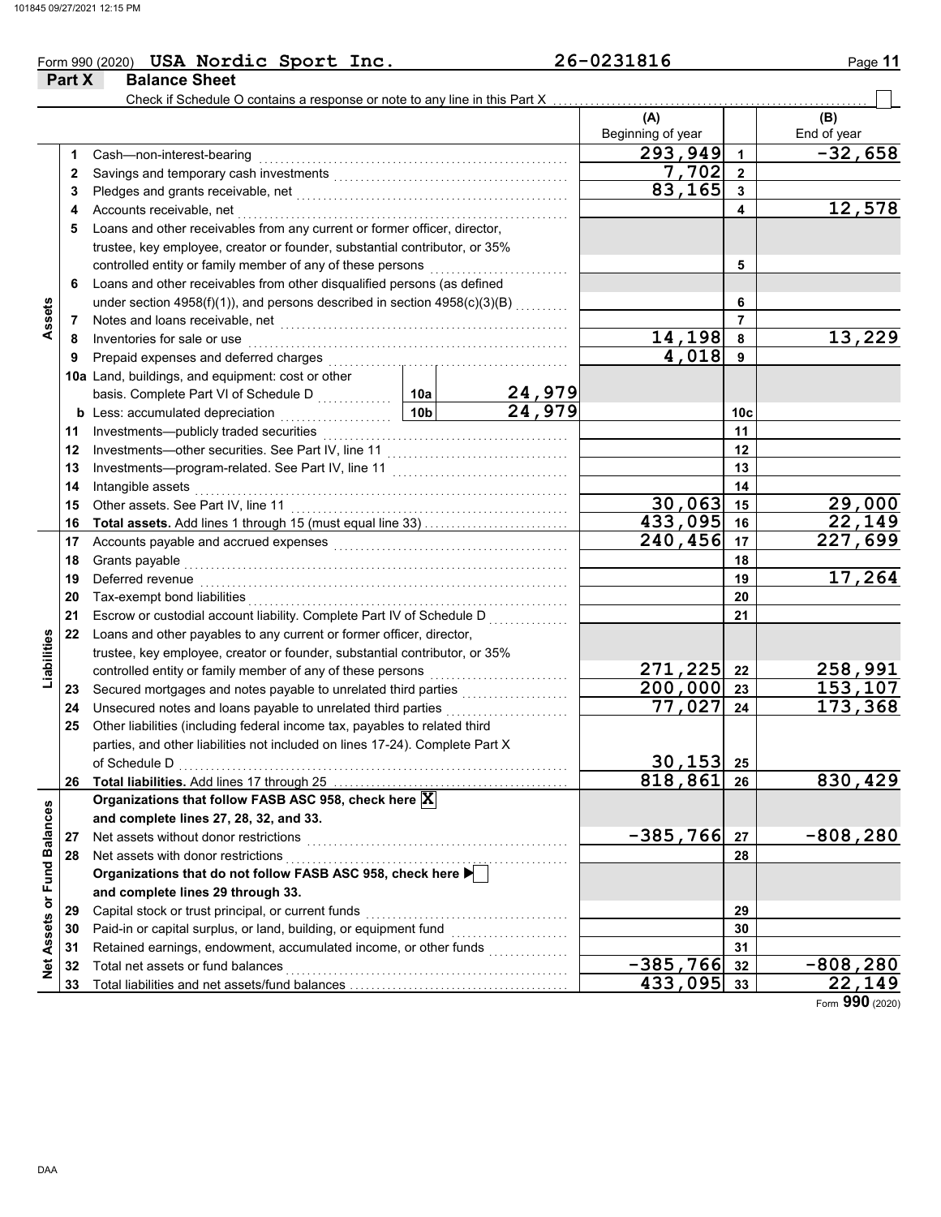Form 990 (2020) **USA Nordic Sport Inc.** **26-0231816**

## Part X Balance Sheet

Check if Schedule O contains a response or note to any line in this Part X ☐

| Section | Line | Description | | | (A) Beginning of year | Line | (B) End of year |
|---|---|---|---|---|---|---|---|
| Assets | 1 | Cash—non-interest-bearing | | | 293,949 | 1 | -32,658 |
| | 2 | Savings and temporary cash investments | | | 7,702 | 2 | |
| | 3 | Pledges and grants receivable, net | | | 83,165 | 3 | |
| | 4 | Accounts receivable, net | | | | 4 | 12,578 |
| | 5 | Loans and other receivables from any current or former officer, director, trustee, key employee, creator or founder, substantial contributor, or 35% controlled entity or family member of any of these persons | | | | 5 | |
| | 6 | Loans and other receivables from other disqualified persons (as defined under section 4958(f)(1)), and persons described in section 4958(c)(3)(B) | | | | 6 | |
| | 7 | Notes and loans receivable, net | | | | 7 | |
| | 8 | Inventories for sale or use | | | 14,198 | 8 | 13,229 |
| | 9 | Prepaid expenses and deferred charges | | | 4,018 | 9 | |
| | 10a | Land, buildings, and equipment: cost or other basis. Complete Part VI of Schedule D | 10a | 24,979 | | | |
| | b | Less: accumulated depreciation | 10b | 24,979 | | 10c | |
| | 11 | Investments—publicly traded securities | | | | 11 | |
| | 12 | Investments—other securities. See Part IV, line 11 | | | | 12 | |
| | 13 | Investments—program-related. See Part IV, line 11 | | | | 13 | |
| | 14 | Intangible assets | | | | 14 | |
| | 15 | Other assets. See Part IV, line 11 | | | 30,063 | 15 | 29,000 |
| | 16 | **Total assets.** Add lines 1 through 15 (must equal line 33) | | | 433,095 | 16 | 22,149 |
| Liabilities | 17 | Accounts payable and accrued expenses | | | 240,456 | 17 | 227,699 |
| | 18 | Grants payable | | | | 18 | |
| | 19 | Deferred revenue | | | | 19 | 17,264 |
| | 20 | Tax-exempt bond liabilities | | | | 20 | |
| | 21 | Escrow or custodial account liability. Complete Part IV of Schedule D | | | | 21 | |
| | 22 | Loans and other payables to any current or former officer, director, trustee, key employee, creator or founder, substantial contributor, or 35% controlled entity or family member of any of these persons | | | 271,225 | 22 | 258,991 |
| | 23 | Secured mortgages and notes payable to unrelated third parties | | | 200,000 | 23 | 153,107 |
| | 24 | Unsecured notes and loans payable to unrelated third parties | | | 77,027 | 24 | 173,368 |
| | 25 | Other liabilities (including federal income tax, payables to related third parties, and other liabilities not included on lines 17-24). Complete Part X of Schedule D | | | 30,153 | 25 | |
| | 26 | **Total liabilities.** Add lines 17 through 25 | | | 818,861 | 26 | 830,429 |
| Net Assets or Fund Balances | | **Organizations that follow FASB ASC 958, check here** ☒ **and complete lines 27, 28, 32, and 33.** | | | | | |
| | 27 | Net assets without donor restrictions | | | -385,766 | 27 | -808,280 |
| | 28 | Net assets with donor restrictions | | | | 28 | |
| | | **Organizations that do not follow FASB ASC 958, check here** ☐ **and complete lines 29 through 33.** | | | | | |
| | 29 | Capital stock or trust principal, or current funds | | | | 29 | |
| | 30 | Paid-in or capital surplus, or land, building, or equipment fund | | | | 30 | |
| | 31 | Retained earnings, endowment, accumulated income, or other funds | | | | 31 | |
| | 32 | Total net assets or fund balances | | | -385,766 | 32 | -808,280 |
| | 33 | Total liabilities and net assets/fund balances | | | 433,095 | 33 | 22,149 |

Form **990** (2020)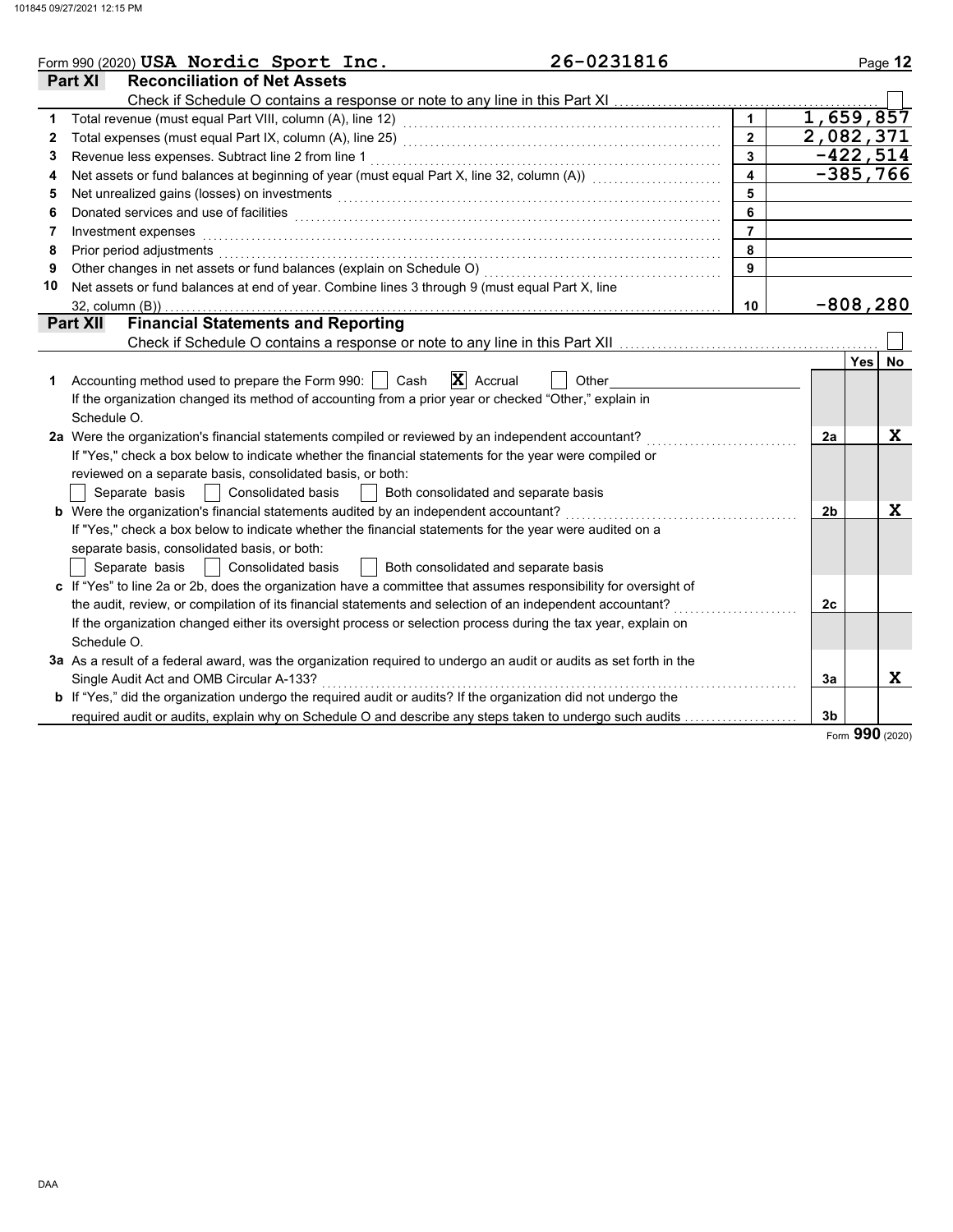Form 990 (2020) **USA Nordic Sport Inc.** **26-0231816**

## Part XI Reconciliation of Net Assets

Check if Schedule O contains a response or note to any line in this Part XI ☐

| | | | |
|---|---|---|---|
| 1 | Total revenue (must equal Part VIII, column (A), line 12) | 1 | 1,659,857 |
| 2 | Total expenses (must equal Part IX, column (A), line 25) | 2 | 2,082,371 |
| 3 | Revenue less expenses. Subtract line 2 from line 1 | 3 | -422,514 |
| 4 | Net assets or fund balances at beginning of year (must equal Part X, line 32, column (A)) | 4 | -385,766 |
| 5 | Net unrealized gains (losses) on investments | 5 | |
| 6 | Donated services and use of facilities | 6 | |
| 7 | Investment expenses | 7 | |
| 8 | Prior period adjustments | 8 | |
| 9 | Other changes in net assets or fund balances (explain on Schedule O) | 9 | |
| 10 | Net assets or fund balances at end of year. Combine lines 3 through 9 (must equal Part X, line 32, column (B)) | 10 | -808,280 |

## Part XII Financial Statements and Reporting

Check if Schedule O contains a response or note to any line in this Part XII ☐

| | | | Yes | No |
|---|---|---|---|---|
| 1 | Accounting method used to prepare the Form 990: ☐ Cash ☒ Accrual ☐ Other<br>If the organization changed its method of accounting from a prior year or checked "Other," explain in Schedule O. | | | |
| 2a | Were the organization's financial statements compiled or reviewed by an independent accountant?<br>If "Yes," check a box below to indicate whether the financial statements for the year were compiled or reviewed on a separate basis, consolidated basis, or both:<br>☐ Separate basis ☐ Consolidated basis ☐ Both consolidated and separate basis | 2a | | X |
| b | Were the organization's financial statements audited by an independent accountant?<br>If "Yes," check a box below to indicate whether the financial statements for the year were audited on a separate basis, consolidated basis, or both:<br>☐ Separate basis ☐ Consolidated basis ☐ Both consolidated and separate basis | 2b | | X |
| c | If "Yes" to line 2a or 2b, does the organization have a committee that assumes responsibility for oversight of the audit, review, or compilation of its financial statements and selection of an independent accountant?<br>If the organization changed either its oversight process or selection process during the tax year, explain on Schedule O. | 2c | | |
| 3a | As a result of a federal award, was the organization required to undergo an audit or audits as set forth in the Single Audit Act and OMB Circular A-133? | 3a | | X |
| b | If "Yes," did the organization undergo the required audit or audits? If the organization did not undergo the required audit or audits, explain why on Schedule O and describe any steps taken to undergo such audits | 3b | | |

Form **990** (2020)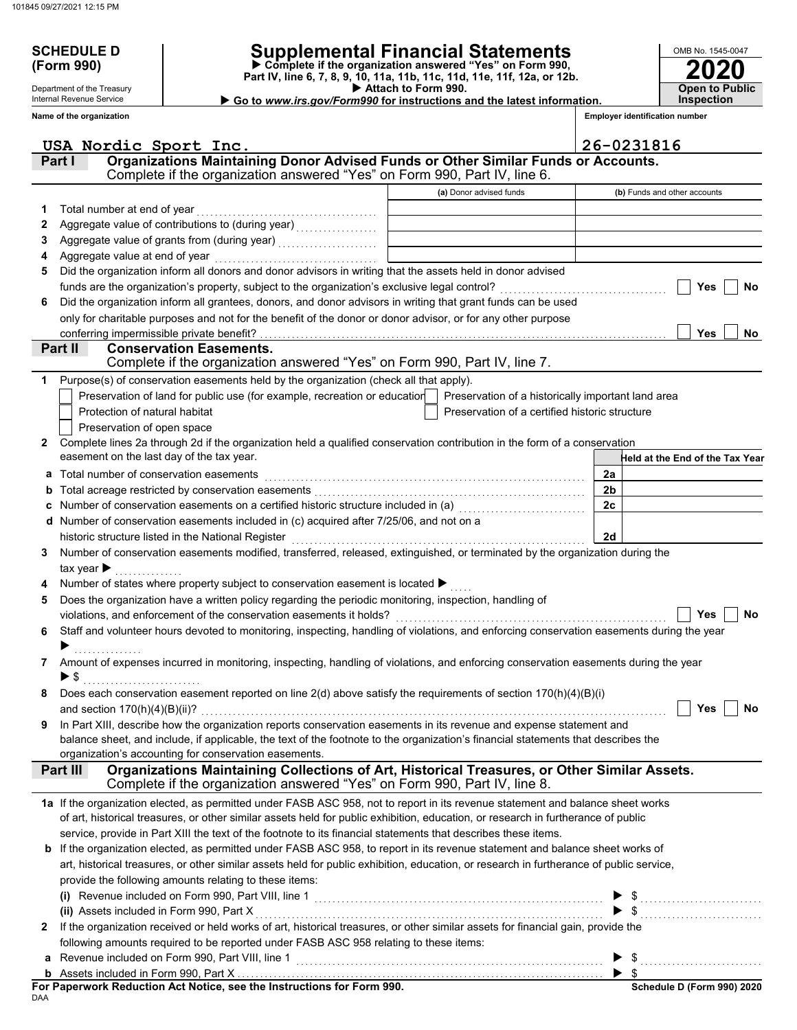**SCHEDULE D (Form 990)**

Department of the Treasury
Internal Revenue Service

# Supplemental Financial Statements

▶ Complete if the organization answered "Yes" on Form 990, Part IV, line 6, 7, 8, 9, 10, 11a, 11b, 11c, 11d, 11e, 11f, 12a, or 12b.
▶ Attach to Form 990.
▶ Go to *www.irs.gov/Form990* for instructions and the latest information.

OMB No. 1545-0047

**2020**

**Open to Public Inspection**

**Name of the organization**: USA Nordic Sport Inc.

**Employer identification number**: 26-0231816

## Part I — Organizations Maintaining Donor Advised Funds or Other Similar Funds or Accounts.
Complete if the organization answered "Yes" on Form 990, Part IV, line 6.

| | | (a) Donor advised funds | (b) Funds and other accounts |
|---|---|---|---|
| 1 | Total number at end of year | | |
| 2 | Aggregate value of contributions to (during year) | | |
| 3 | Aggregate value of grants from (during year) | | |
| 4 | Aggregate value at end of year | | |

5 Did the organization inform all donors and donor advisors in writing that the assets held in donor advised funds are the organization's property, subject to the organization's exclusive legal control? ☐ Yes ☐ No

6 Did the organization inform all grantees, donors, and donor advisors in writing that grant funds can be used only for charitable purposes and not for the benefit of the donor or donor advisor, or for any other purpose conferring impermissible private benefit? ☐ Yes ☐ No

## Part II — Conservation Easements.
Complete if the organization answered "Yes" on Form 990, Part IV, line 7.

1 Purpose(s) of conservation easements held by the organization (check all that apply).

- ☐ Preservation of land for public use (for example, recreation or education)
- ☐ Protection of natural habitat
- ☐ Preservation of open space
- ☐ Preservation of a historically important land area
- ☐ Preservation of a certified historic structure

2 Complete lines 2a through 2d if the organization held a qualified conservation contribution in the form of a conservation easement on the last day of the tax year.

| | | | Held at the End of the Tax Year |
|---|---|---|---|
| a | Total number of conservation easements | 2a | |
| b | Total acreage restricted by conservation easements | 2b | |
| c | Number of conservation easements on a certified historic structure included in (a) | 2c | |
| d | Number of conservation easements included in (c) acquired after 7/25/06, and not on a historic structure listed in the National Register | 2d | |

3 Number of conservation easements modified, transferred, released, extinguished, or terminated by the organization during the tax year ▶

4 Number of states where property subject to conservation easement is located ▶

5 Does the organization have a written policy regarding the periodic monitoring, inspection, handling of violations, and enforcement of the conservation easements it holds? ☐ Yes ☐ No

6 Staff and volunteer hours devoted to monitoring, inspecting, handling of violations, and enforcing conservation easements during the year ▶

7 Amount of expenses incurred in monitoring, inspecting, handling of violations, and enforcing conservation easements during the year ▶ $

8 Does each conservation easement reported on line 2(d) above satisfy the requirements of section 170(h)(4)(B)(i) and section 170(h)(4)(B)(ii)? ☐ Yes ☐ No

9 In Part XIII, describe how the organization reports conservation easements in its revenue and expense statement and balance sheet, and include, if applicable, the text of the footnote to the organization's financial statements that describes the organization's accounting for conservation easements.

## Part III — Organizations Maintaining Collections of Art, Historical Treasures, or Other Similar Assets.
Complete if the organization answered "Yes" on Form 990, Part IV, line 8.

1a If the organization elected, as permitted under FASB ASC 958, not to report in its revenue statement and balance sheet works of art, historical treasures, or other similar assets held for public exhibition, education, or research in furtherance of public service, provide in Part XIII the text of the footnote to its financial statements that describes these items.

b If the organization elected, as permitted under FASB ASC 958, to report in its revenue statement and balance sheet works of art, historical treasures, or other similar assets held for public exhibition, education, or research in furtherance of public service, provide the following amounts relating to these items:

(i) Revenue included on Form 990, Part VIII, line 1 ▶ $

(ii) Assets included in Form 990, Part X ▶ $

2 If the organization received or held works of art, historical treasures, or other similar assets for financial gain, provide the following amounts required to be reported under FASB ASC 958 relating to these items:

a Revenue included on Form 990, Part VIII, line 1 ▶ $

b Assets included in Form 990, Part X ▶ $

**For Paperwork Reduction Act Notice, see the Instructions for Form 990.**

DAA

**Schedule D (Form 990) 2020**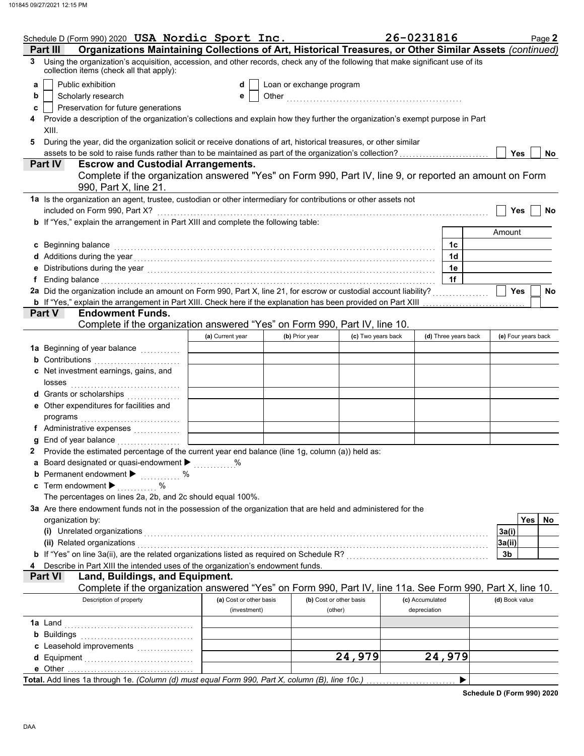Schedule D (Form 990) 2020 **USA Nordic Sport Inc.** **26-0231816** Page **2**

## Part III — Organizations Maintaining Collections of Art, Historical Treasures, or Other Similar Assets *(continued)*

**3** Using the organization's acquisition, accession, and other records, check any of the following that make significant use of its collection items (check all that apply):

- **a** ☐ Public exhibition
- **b** ☐ Scholarly research
- **c** ☐ Preservation for future generations
- **d** ☐ Loan or exchange program
- **e** ☐ Other ..........

**4** Provide a description of the organization's collections and explain how they further the organization's exempt purpose in Part XIII.

**5** During the year, did the organization solicit or receive donations of art, historical treasures, or other similar assets to be sold to raise funds rather than to be maintained as part of the organization's collection? ☐ Yes ☐ No

## Part IV — Escrow and Custodial Arrangements.

Complete if the organization answered "Yes" on Form 990, Part IV, line 9, or reported an amount on Form 990, Part X, line 21.

**1a** Is the organization an agent, trustee, custodian or other intermediary for contributions or other assets not included on Form 990, Part X? ☐ Yes ☐ No

**b** If "Yes," explain the arrangement in Part XIII and complete the following table:

| | | Amount |
|---|---|---|
| **c** Beginning balance | 1c | |
| **d** Additions during the year | 1d | |
| **e** Distributions during the year | 1e | |
| **f** Ending balance | 1f | |

**2a** Did the organization include an amount on Form 990, Part X, line 21, for escrow or custodial account liability? ☐ Yes ☐ No

**b** If "Yes," explain the arrangement in Part XIII. Check here if the explanation has been provided on Part XIII ☐

## Part V — Endowment Funds.

Complete if the organization answered "Yes" on Form 990, Part IV, line 10.

| | (a) Current year | (b) Prior year | (c) Two years back | (d) Three years back | (e) Four years back |
|---|---|---|---|---|---|
| **1a** Beginning of year balance | | | | | |
| **b** Contributions | | | | | |
| **c** Net investment earnings, gains, and losses | | | | | |
| **d** Grants or scholarships | | | | | |
| **e** Other expenditures for facilities and programs | | | | | |
| **f** Administrative expenses | | | | | |
| **g** End of year balance | | | | | |

**2** Provide the estimated percentage of the current year end balance (line 1g, column (a)) held as:

- **a** Board designated or quasi-endowment ▶ ..........%
- **b** Permanent endowment ▶ ..........%
- **c** Term endowment ▶ ..........%

The percentages on lines 2a, 2b, and 2c should equal 100%.

**3a** Are there endowment funds not in the possession of the organization that are held and administered for the organization by:

| | | Yes | No |
|---|---|---|---|
| **(i)** Unrelated organizations | 3a(i) | | |
| **(ii)** Related organizations | 3a(ii) | | |
| **b** If "Yes" on line 3a(ii), are the related organizations listed as required on Schedule R? | 3b | | |

**4** Describe in Part XIII the intended uses of the organization's endowment funds.

## Part VI — Land, Buildings, and Equipment.

Complete if the organization answered "Yes" on Form 990, Part IV, line 11a. See Form 990, Part X, line 10.

| Description of property | (a) Cost or other basis (investment) | (b) Cost or other basis (other) | (c) Accumulated depreciation | (d) Book value |
|---|---|---|---|---|
| **1a** Land | | | | |
| **b** Buildings | | | | |
| **c** Leasehold improvements | | | | |
| **d** Equipment | | 24,979 | 24,979 | |
| **e** Other | | | | |
| **Total.** Add lines 1a through 1e. *(Column (d) must equal Form 990, Part X, column (B), line 10c.)* ▶ | | | | |

**Schedule D (Form 990) 2020**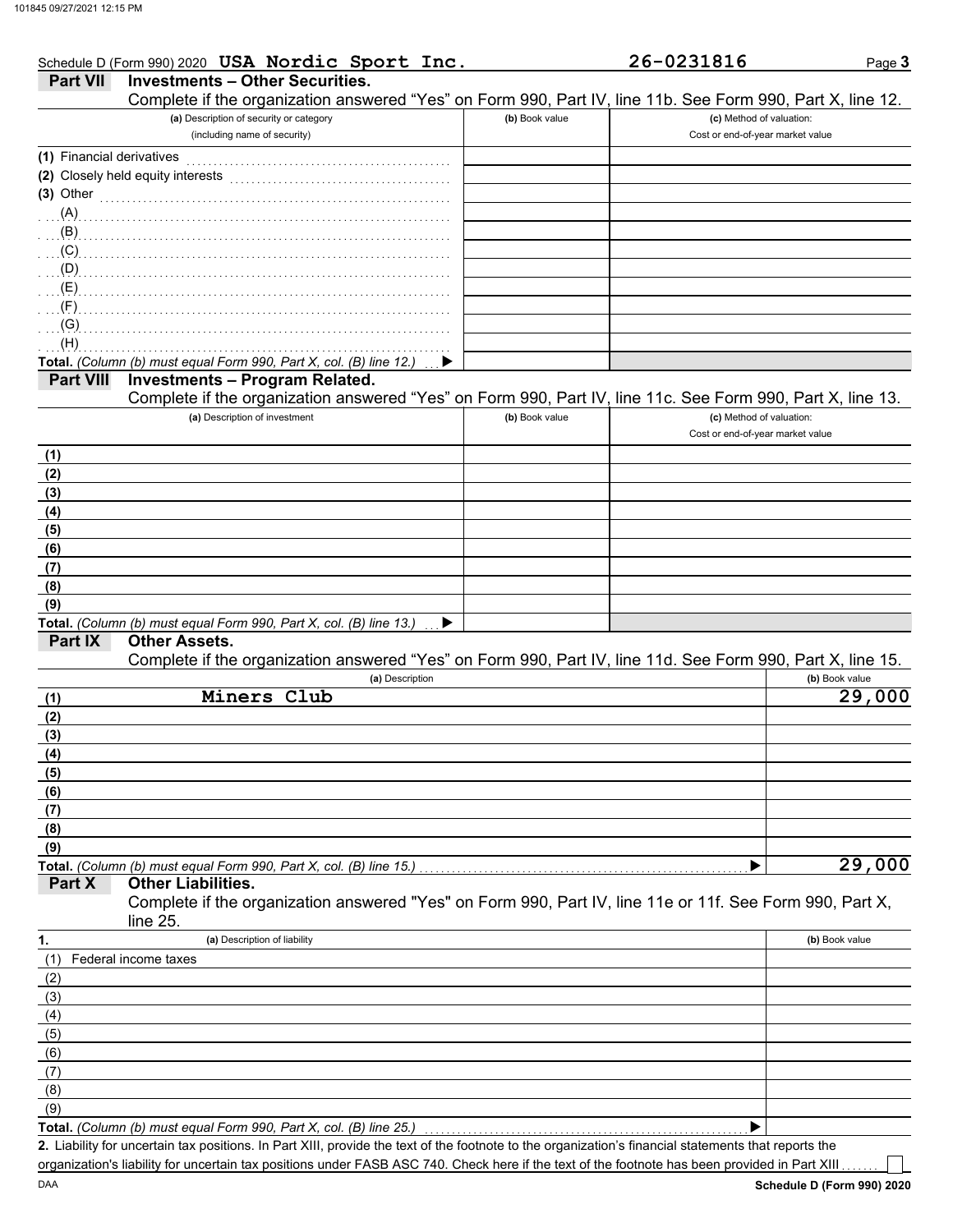Schedule D (Form 990) 2020 **USA Nordic Sport Inc.** **26-0231816** Page **3**

## Part VII Investments – Other Securities.

Complete if the organization answered "Yes" on Form 990, Part IV, line 11b. See Form 990, Part X, line 12.

| (a) Description of security or category (including name of security) | (b) Book value | (c) Method of valuation: Cost or end-of-year market value |
|---|---|---|
| (1) Financial derivatives | | |
| (2) Closely held equity interests | | |
| (3) Other | | |
| (A) | | |
| (B) | | |
| (C) | | |
| (D) | | |
| (E) | | |
| (F) | | |
| (G) | | |
| (H) | | |
| **Total.** *(Column (b) must equal Form 990, Part X, col. (B) line 12.)* ▶ | | |

## Part VIII Investments – Program Related.

Complete if the organization answered "Yes" on Form 990, Part IV, line 11c. See Form 990, Part X, line 13.

| (a) Description of investment | (b) Book value | (c) Method of valuation: Cost or end-of-year market value |
|---|---|---|
| (1) | | |
| (2) | | |
| (3) | | |
| (4) | | |
| (5) | | |
| (6) | | |
| (7) | | |
| (8) | | |
| (9) | | |
| **Total.** *(Column (b) must equal Form 990, Part X, col. (B) line 13.)* ▶ | | |

## Part IX Other Assets.

Complete if the organization answered "Yes" on Form 990, Part IV, line 11d. See Form 990, Part X, line 15.

| (a) Description | (b) Book value |
|---|---|
| (1) Miners Club | 29,000 |
| (2) | |
| (3) | |
| (4) | |
| (5) | |
| (6) | |
| (7) | |
| (8) | |
| (9) | |
| **Total.** *(Column (b) must equal Form 990, Part X, col. (B) line 15.)* ▶ | 29,000 |

## Part X Other Liabilities.

Complete if the organization answered "Yes" on Form 990, Part IV, line 11e or 11f. See Form 990, Part X, line 25.

| 1. (a) Description of liability | (b) Book value |
|---|---|
| (1) Federal income taxes | |
| (2) | |
| (3) | |
| (4) | |
| (5) | |
| (6) | |
| (7) | |
| (8) | |
| (9) | |
| **Total.** *(Column (b) must equal Form 990, Part X, col. (B) line 25.)* ▶ | |

**2.** Liability for uncertain tax positions. In Part XIII, provide the text of the footnote to the organization's financial statements that reports the organization's liability for uncertain tax positions under FASB ASC 740. Check here if the text of the footnote has been provided in Part XIII ☐

DAA **Schedule D (Form 990) 2020**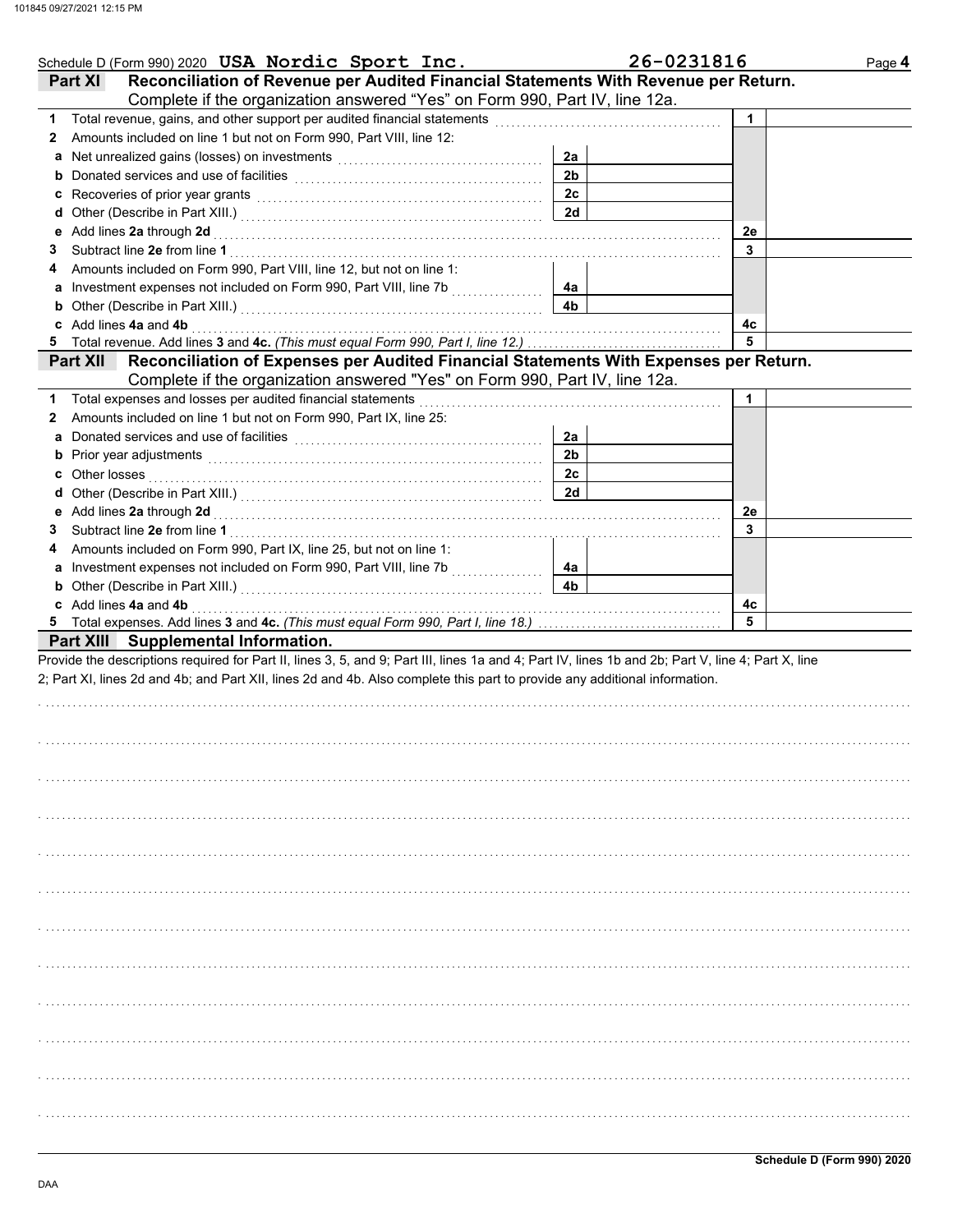Schedule D (Form 990) 2020 **USA Nordic Sport Inc.** **26-0231816** Page **4**

## Part XI Reconciliation of Revenue per Audited Financial Statements With Revenue per Return.

Complete if the organization answered "Yes" on Form 990, Part IV, line 12a.

| | | | | | |
|---|---|---|---|---|---|
| **1** | Total revenue, gains, and other support per audited financial statements | | | 1 | |
| **2** | Amounts included on line 1 but not on Form 990, Part VIII, line 12: | | | | |
| **a** | Net unrealized gains (losses) on investments | 2a | | | |
| **b** | Donated services and use of facilities | 2b | | | |
| **c** | Recoveries of prior year grants | 2c | | | |
| **d** | Other (Describe in Part XIII.) | 2d | | | |
| **e** | Add lines **2a** through **2d** | | | 2e | |
| **3** | Subtract line **2e** from line **1** | | | 3 | |
| **4** | Amounts included on Form 990, Part VIII, line 12, but not on line 1: | | | | |
| **a** | Investment expenses not included on Form 990, Part VIII, line 7b | 4a | | | |
| **b** | Other (Describe in Part XIII.) | 4b | | | |
| **c** | Add lines **4a** and **4b** | | | 4c | |
| **5** | Total revenue. Add lines **3** and **4c.** *(This must equal Form 990, Part I, line 12.)* | | | 5 | |

## Part XII Reconciliation of Expenses per Audited Financial Statements With Expenses per Return.

Complete if the organization answered "Yes" on Form 990, Part IV, line 12a.

| | | | | | |
|---|---|---|---|---|---|
| **1** | Total expenses and losses per audited financial statements | | | 1 | |
| **2** | Amounts included on line 1 but not on Form 990, Part IX, line 25: | | | | |
| **a** | Donated services and use of facilities | 2a | | | |
| **b** | Prior year adjustments | 2b | | | |
| **c** | Other losses | 2c | | | |
| **d** | Other (Describe in Part XIII.) | 2d | | | |
| **e** | Add lines **2a** through **2d** | | | 2e | |
| **3** | Subtract line **2e** from line **1** | | | 3 | |
| **4** | Amounts included on Form 990, Part IX, line 25, but not on line 1: | | | | |
| **a** | Investment expenses not included on Form 990, Part VIII, line 7b | 4a | | | |
| **b** | Other (Describe in Part XIII.) | 4b | | | |
| **c** | Add lines **4a** and **4b** | | | 4c | |
| **5** | Total expenses. Add lines **3** and **4c.** *(This must equal Form 990, Part I, line 18.)* | | | 5 | |

## Part XIII Supplemental Information.

Provide the descriptions required for Part II, lines 3, 5, and 9; Part III, lines 1a and 4; Part IV, lines 1b and 2b; Part V, line 4; Part X, line 2; Part XI, lines 2d and 4b; and Part XII, lines 2d and 4b. Also complete this part to provide any additional information.

Schedule D (Form 990) 2020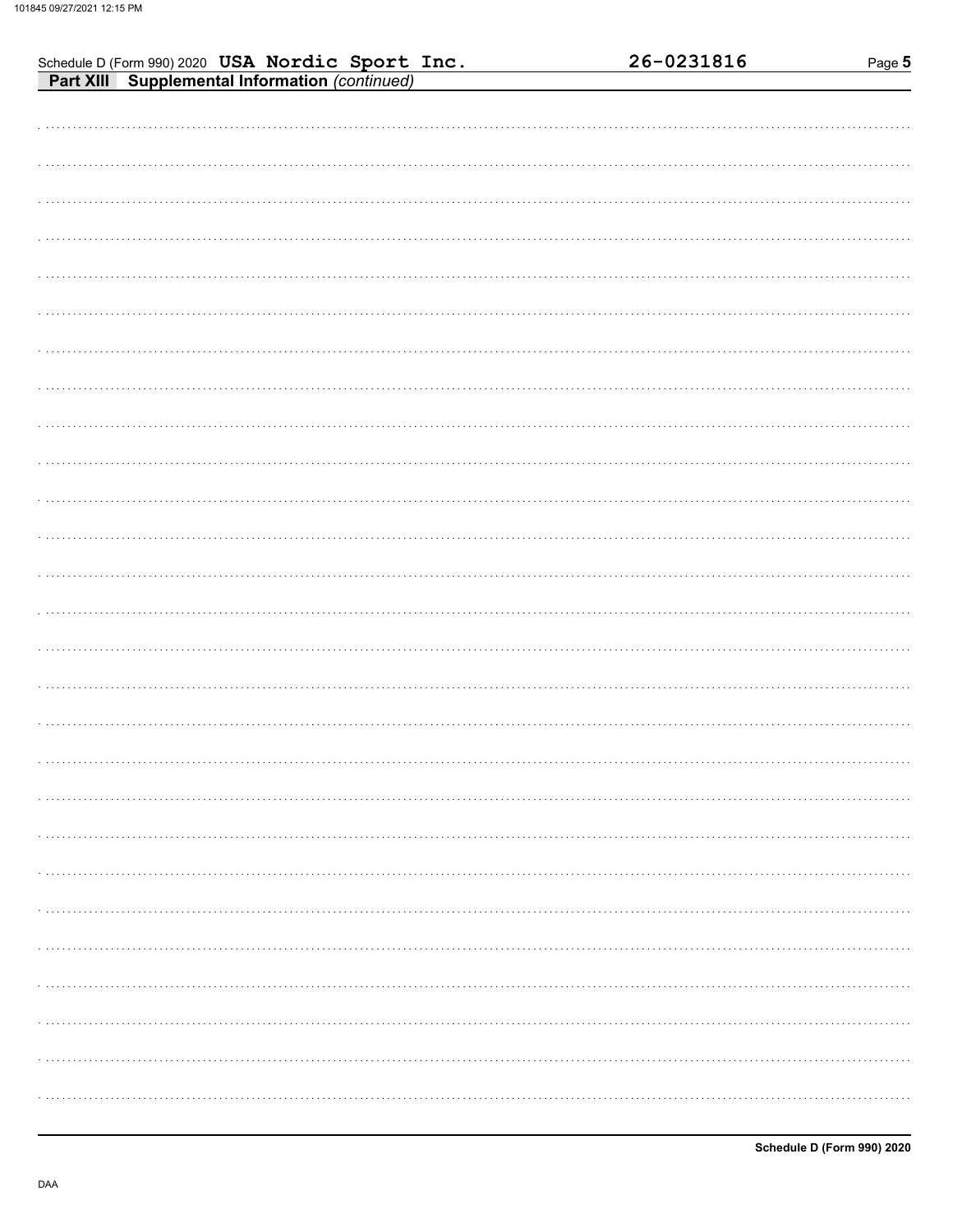Schedule D (Form 990) 2020 **USA Nordic Sport Inc.** **26-0231816**

**Part XIII Supplemental Information** *(continued)*

**Schedule D (Form 990) 2020**

DAA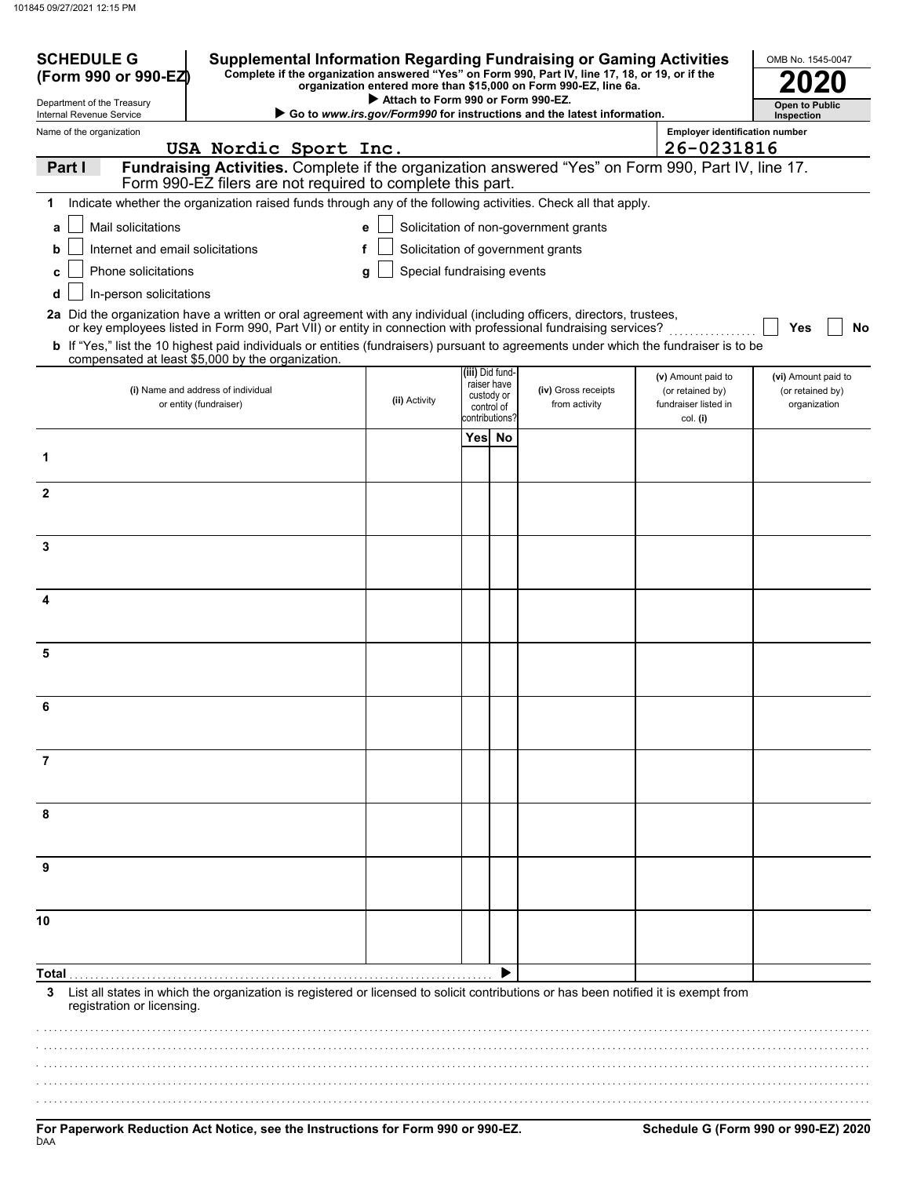**SCHEDULE G (Form 990 or 990-EZ)**

Department of the Treasury
Internal Revenue Service

# Supplemental Information Regarding Fundraising or Gaming Activities

**Complete if the organization answered "Yes" on Form 990, Part IV, line 17, 18, or 19, or if the organization entered more than $15,000 on Form 990-EZ, line 6a.**

▶ **Attach to Form 990 or Form 990-EZ.**

▶ **Go to *www.irs.gov/Form990* for instructions and the latest information.**

OMB No. 1545-0047

**2020**

**Open to Public Inspection**

Name of the organization: USA Nordic Sport Inc.

Employer identification number: 26-0231816

## Part I — Fundraising Activities. Complete if the organization answered "Yes" on Form 990, Part IV, line 17. Form 990-EZ filers are not required to complete this part.

**1** Indicate whether the organization raised funds through any of the following activities. Check all that apply.

- **a** ☐ Mail solicitations
- **b** ☐ Internet and email solicitations
- **c** ☐ Phone solicitations
- **d** ☐ In-person solicitations
- **e** ☐ Solicitation of non-government grants
- **f** ☐ Solicitation of government grants
- **g** ☐ Special fundraising events

**2a** Did the organization have a written or oral agreement with any individual (including officers, directors, trustees, or key employees listed in Form 990, Part VII) or entity in connection with professional fundraising services? ☐ **Yes** ☐ **No**

**b** If "Yes," list the 10 highest paid individuals or entities (fundraisers) pursuant to agreements under which the fundraiser is to be compensated at least $5,000 by the organization.

| | (i) Name and address of individual or entity (fundraiser) | (ii) Activity | (iii) Did fundraiser have custody or control of contributions? Yes | No | (iv) Gross receipts from activity | (v) Amount paid to (or retained by) fundraiser listed in col. (i) | (vi) Amount paid to (or retained by) organization |
|---|---|---|---|---|---|---|---|
| 1 | | | | | | | |
| 2 | | | | | | | |
| 3 | | | | | | | |
| 4 | | | | | | | |
| 5 | | | | | | | |
| 6 | | | | | | | |
| 7 | | | | | | | |
| 8 | | | | | | | |
| 9 | | | | | | | |
| 10 | | | | | | | |
| **Total** ▶ | | | | | | | |

**3** List all states in which the organization is registered or licensed to solicit contributions or has been notified it is exempt from registration or licensing.

**For Paperwork Reduction Act Notice, see the Instructions for Form 990 or 990-EZ.**

**Schedule G (Form 990 or 990-EZ) 2020**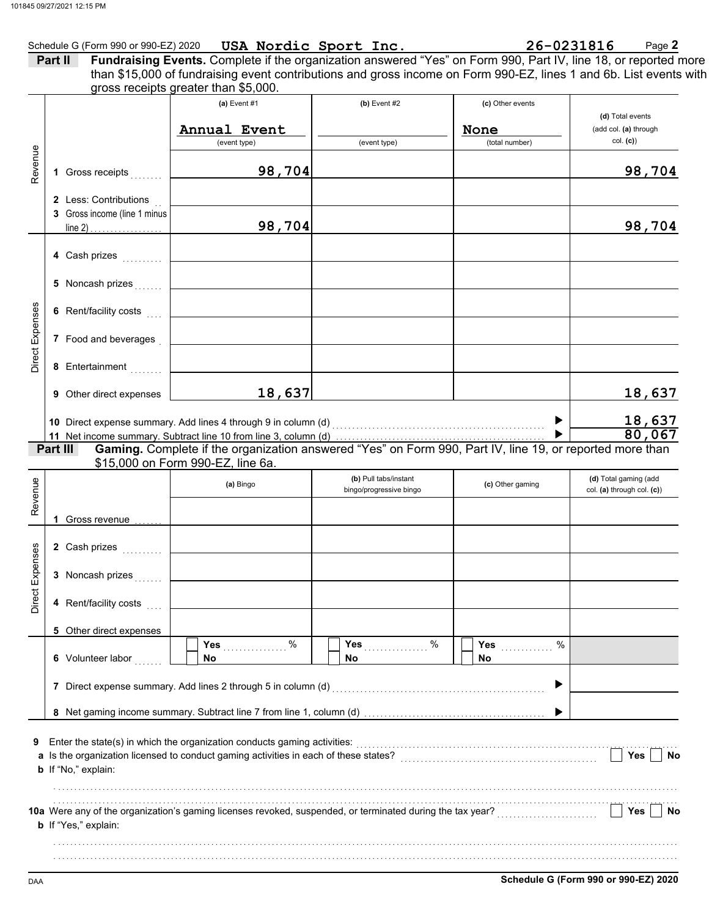Schedule G (Form 990 or 990-EZ) 2020 **USA Nordic Sport Inc.** **26-0231816** Page **2**

**Part II** **Fundraising Events.** Complete if the organization answered "Yes" on Form 990, Part IV, line 18, or reported more than $15,000 of fundraising event contributions and gross income on Form 990-EZ, lines 1 and 6b. List events with gross receipts greater than $5,000.

| | | (a) Event #1 | (b) Event #2 | (c) Other events | (d) Total events (add col. (a) through col. (c)) |
|---|---|---|---|---|---|
| | | Annual Event (event type) | (event type) | None (total number) | |
| Revenue | 1 Gross receipts | 98,704 | | | 98,704 |
| | 2 Less: Contributions | | | | |
| | 3 Gross income (line 1 minus line 2) | 98,704 | | | 98,704 |
| Direct Expenses | 4 Cash prizes | | | | |
| | 5 Noncash prizes | | | | |
| | 6 Rent/facility costs | | | | |
| | 7 Food and beverages | | | | |
| | 8 Entertainment | | | | |
| | 9 Other direct expenses | 18,637 | | | 18,637 |
| | 10 Direct expense summary. Add lines 4 through 9 in column (d) | | | | 18,637 |
| | 11 Net income summary. Subtract line 10 from line 3, column (d) | | | | 80,067 |

**Part III** **Gaming.** Complete if the organization answered "Yes" on Form 990, Part IV, line 19, or reported more than $15,000 on Form 990-EZ, line 6a.

| | | (a) Bingo | (b) Pull tabs/instant bingo/progressive bingo | (c) Other gaming | (d) Total gaming (add col. (a) through col. (c)) |
|---|---|---|---|---|---|
| Revenue | 1 Gross revenue | | | | |
| Direct Expenses | 2 Cash prizes | | | | |
| | 3 Noncash prizes | | | | |
| | 4 Rent/facility costs | | | | |
| | 5 Other direct expenses | | | | |
| | 6 Volunteer labor | ☐ Yes ____ % ☐ No | ☐ Yes ____ % ☐ No | ☐ Yes ____ % ☐ No | |
| | 7 Direct expense summary. Add lines 2 through 5 in column (d) | | | | |
| | 8 Net gaming income summary. Subtract line 7 from line 1, column (d) | | | | |

**9** Enter the state(s) in which the organization conducts gaming activities:

**a** Is the organization licensed to conduct gaming activities in each of these states? ☐ Yes ☐ No

**b** If "No," explain:

**10a** Were any of the organization's gaming licenses revoked, suspended, or terminated during the tax year? ☐ Yes ☐ No

**b** If "Yes," explain:

DAA **Schedule G (Form 990 or 990-EZ) 2020**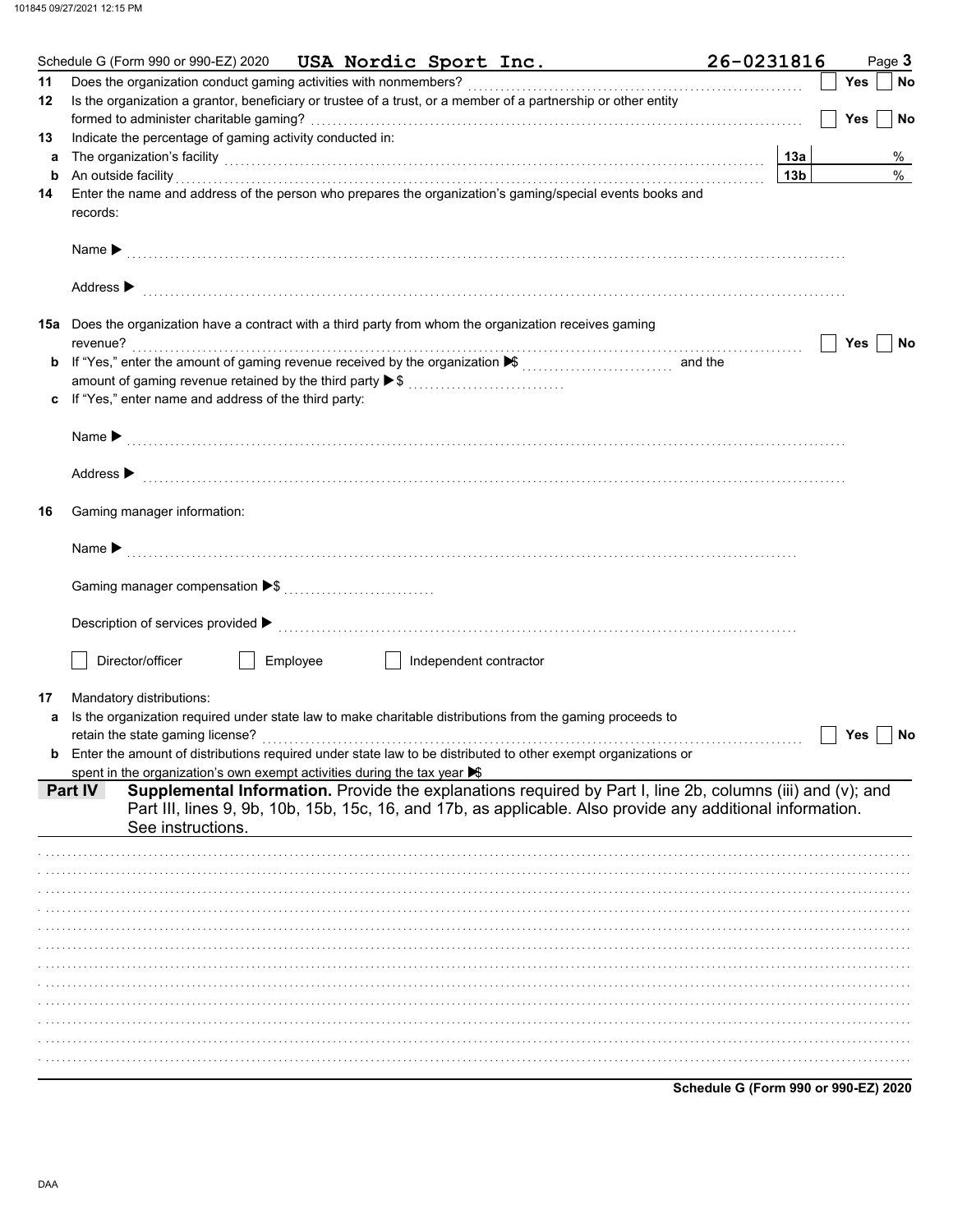Schedule G (Form 990 or 990-EZ) 2020 **USA Nordic Sport Inc.** **26-0231816** Page **3**

**11** Does the organization conduct gaming activities with nonmembers? ☐ Yes ☐ No

**12** Is the organization a grantor, beneficiary or trustee of a trust, or a member of a partnership or other entity formed to administer charitable gaming? ☐ Yes ☐ No

**13** Indicate the percentage of gaming activity conducted in:

**a** The organization's facility **13a** %

**b** An outside facility **13b** %

**14** Enter the name and address of the person who prepares the organization's gaming/special events books and records:

Name ▶

Address ▶

**15a** Does the organization have a contract with a third party from whom the organization receives gaming revenue? ☐ Yes ☐ No

**b** If "Yes," enter the amount of gaming revenue received by the organization ▶$ and the amount of gaming revenue retained by the third party ▶$

**c** If "Yes," enter name and address of the third party:

Name ▶

Address ▶

**16** Gaming manager information:

Name ▶

Gaming manager compensation ▶$

Description of services provided ▶

☐ Director/officer ☐ Employee ☐ Independent contractor

**17** Mandatory distributions:

**a** Is the organization required under state law to make charitable distributions from the gaming proceeds to retain the state gaming license? ☐ Yes ☐ No

**b** Enter the amount of distributions required under state law to be distributed to other exempt organizations or spent in the organization's own exempt activities during the tax year ▶$

**Part IV** **Supplemental Information.** Provide the explanations required by Part I, line 2b, columns (iii) and (v); and Part III, lines 9, 9b, 10b, 15b, 15c, 16, and 17b, as applicable. Also provide any additional information. See instructions.

**Schedule G (Form 990 or 990-EZ) 2020**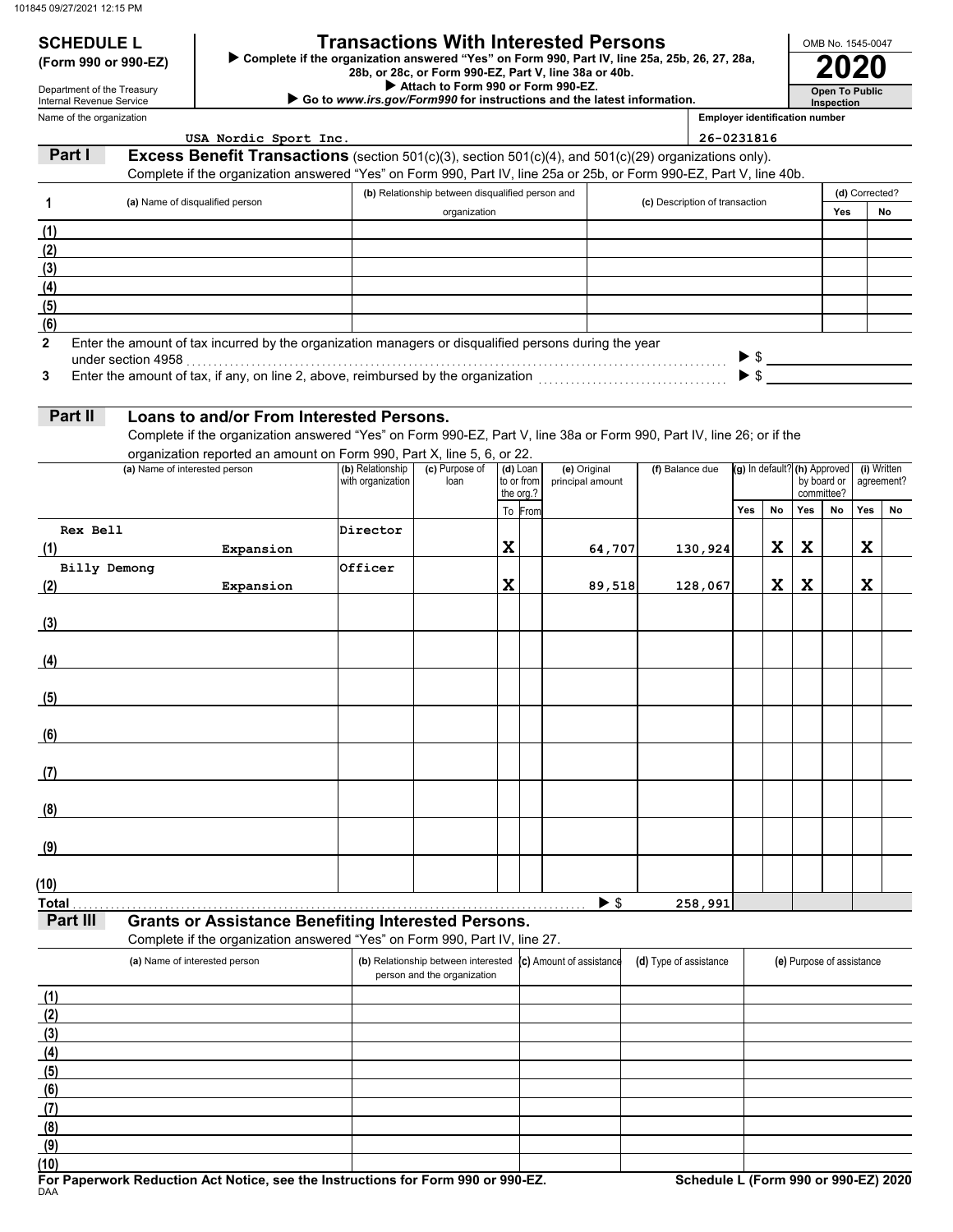101845 09/27/2021 12:15 PM

**SCHEDULE L**
**(Form 990 or 990-EZ)**

Department of the Treasury
Internal Revenue Service

# Transactions With Interested Persons

▶ **Complete if the organization answered "Yes" on Form 990, Part IV, line 25a, 25b, 26, 27, 28a, 28b, or 28c, or Form 990-EZ, Part V, line 38a or 40b.**
▶ **Attach to Form 990 or Form 990-EZ.**
▶ **Go to *www.irs.gov/Form990* for instructions and the latest information.**

OMB No. 1545-0047
**2020**
**Open To Public Inspection**

Name of the organization: USA Nordic Sport Inc.
Employer identification number: 26-0231816

## Part I Excess Benefit Transactions (section 501(c)(3), section 501(c)(4), and 501(c)(29) organizations only).

Complete if the organization answered "Yes" on Form 990, Part IV, line 25a or 25b, or Form 990-EZ, Part V, line 40b.

| 1 | (a) Name of disqualified person | (b) Relationship between disqualified person and organization | (c) Description of transaction | (d) Corrected? Yes | No |
|---|---|---|---|---|---|
| (1) | | | | | |
| (2) | | | | | |
| (3) | | | | | |
| (4) | | | | | |
| (5) | | | | | |
| (6) | | | | | |

**2** Enter the amount of tax incurred by the organization managers or disqualified persons during the year under section 4958 ▶ $

**3** Enter the amount of tax, if any, on line 2, above, reimbursed by the organization ▶ $

## Part II Loans to and/or From Interested Persons.

Complete if the organization answered "Yes" on Form 990-EZ, Part V, line 38a or Form 990, Part IV, line 26; or if the organization reported an amount on Form 990, Part X, line 5, 6, or 22.

| | (a) Name of interested person | (b) Relationship with organization | (c) Purpose of loan | (d) Loan to or from the org.? To | From | (e) Original principal amount | (f) Balance due | (g) In default? Yes | No | (h) Approved by board or committee? Yes | No | (i) Written agreement? Yes | No |
|---|---|---|---|---|---|---|---|---|---|---|---|---|---|
| (1) | Rex Bell | Director | Expansion | X | | 64,707 | 130,924 | | X | X | | X | |
| (2) | Billy Demong | Officer | Expansion | X | | 89,518 | 128,067 | | X | X | | X | |
| (3) | | | | | | | | | | | | | |
| (4) | | | | | | | | | | | | | |
| (5) | | | | | | | | | | | | | |
| (6) | | | | | | | | | | | | | |
| (7) | | | | | | | | | | | | | |
| (8) | | | | | | | | | | | | | |
| (9) | | | | | | | | | | | | | |
| (10) | | | | | | | | | | | | | |
| **Total** | | | | | | ▶ $ | 258,991 | | | | | | |

## Part III Grants or Assistance Benefiting Interested Persons.

Complete if the organization answered "Yes" on Form 990, Part IV, line 27.

| | (a) Name of interested person | (b) Relationship between interested person and the organization | (c) Amount of assistance | (d) Type of assistance | (e) Purpose of assistance |
|---|---|---|---|---|---|
| (1) | | | | | |
| (2) | | | | | |
| (3) | | | | | |
| (4) | | | | | |
| (5) | | | | | |
| (6) | | | | | |
| (7) | | | | | |
| (8) | | | | | |
| (9) | | | | | |
| (10) | | | | | |

**For Paperwork Reduction Act Notice, see the Instructions for Form 990 or 990-EZ.**
**Schedule L (Form 990 or 990-EZ) 2020**

DAA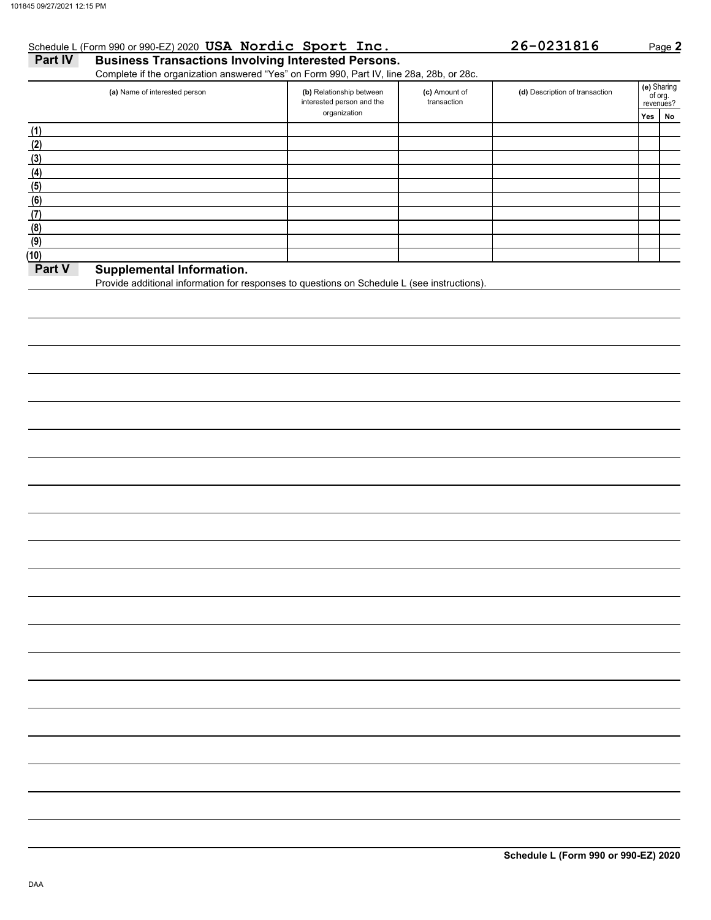Schedule L (Form 990 or 990-EZ) 2020 **USA Nordic Sport Inc.** **26-0231816** Page **2**

## Part IV Business Transactions Involving Interested Persons.

Complete if the organization answered "Yes" on Form 990, Part IV, line 28a, 28b, or 28c.

| (a) Name of interested person | (b) Relationship between interested person and the organization | (c) Amount of transaction | (d) Description of transaction | (e) Sharing of org. revenues? Yes | No |
|---|---|---|---|---|---|
| (1) | | | | | |
| (2) | | | | | |
| (3) | | | | | |
| (4) | | | | | |
| (5) | | | | | |
| (6) | | | | | |
| (7) | | | | | |
| (8) | | | | | |
| (9) | | | | | |
| (10) | | | | | |

## Part V Supplemental Information.

Provide additional information for responses to questions on Schedule L (see instructions).

**Schedule L (Form 990 or 990-EZ) 2020**

DAA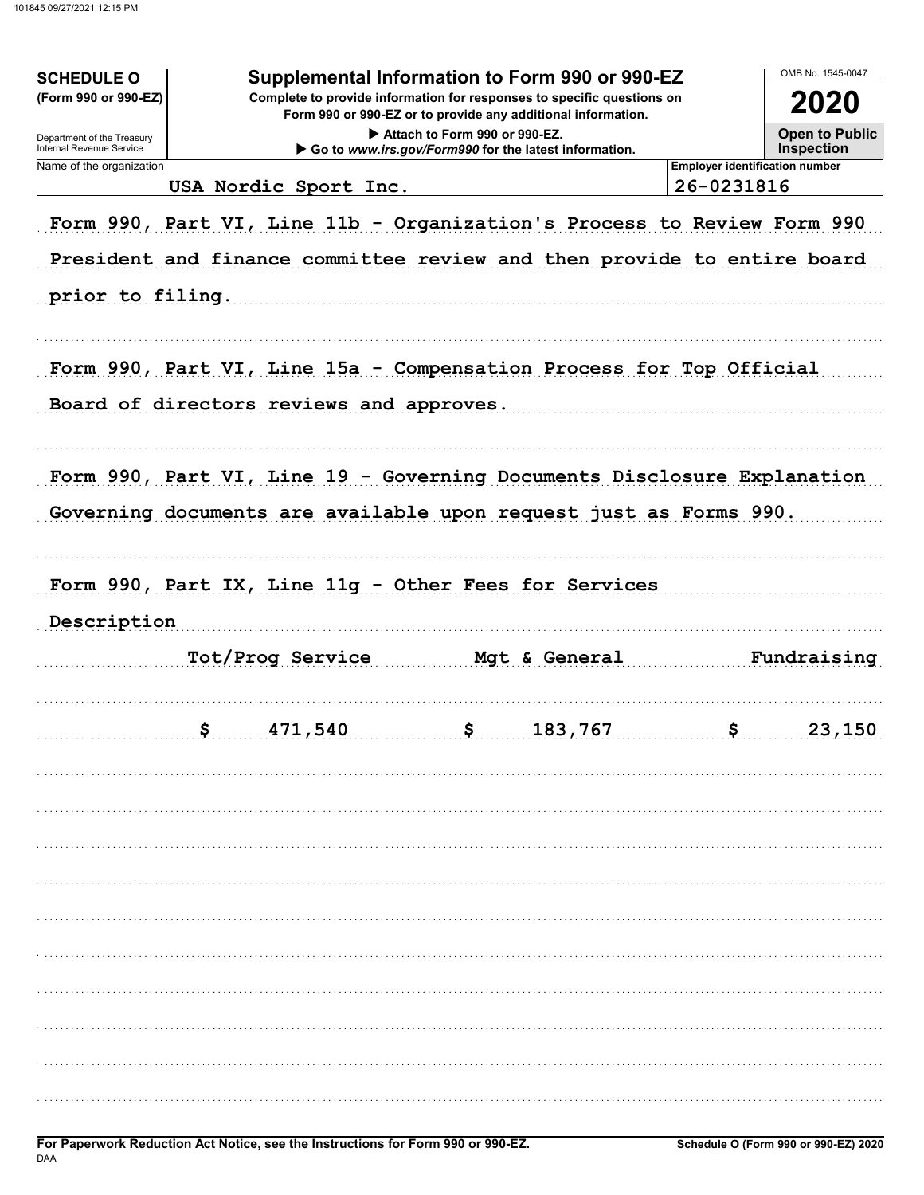**SCHEDULE O (Form 990 or 990-EZ)**

Department of the Treasury
Internal Revenue Service

# Supplemental Information to Form 990 or 990-EZ

**Complete to provide information for responses to specific questions on Form 990 or 990-EZ or to provide any additional information.**

▶ Attach to Form 990 or 990-EZ.

▶ Go to *www.irs.gov/Form990* for the latest information.

OMB No. 1545-0047

**2020**

**Open to Public Inspection**

Name of the organization: USA Nordic Sport Inc.

Employer identification number: 26-0231816

Form 990, Part VI, Line 11b - Organization's Process to Review Form 990

President and finance committee review and then provide to entire board prior to filing.

Form 990, Part VI, Line 15a - Compensation Process for Top Official

Board of directors reviews and approves.

Form 990, Part VI, Line 19 - Governing Documents Disclosure Explanation

Governing documents are available upon request just as Forms 990.

Form 990, Part IX, Line 11g - Other Fees for Services

| Description | Tot/Prog Service | Mgt & General | Fundraising |
|---|---|---|---|
| | $ 471,540 | $ 183,767 | $ 23,150 |

For Paperwork Reduction Act Notice, see the Instructions for Form 990 or 990-EZ.

DAA

Schedule O (Form 990 or 990-EZ) 2020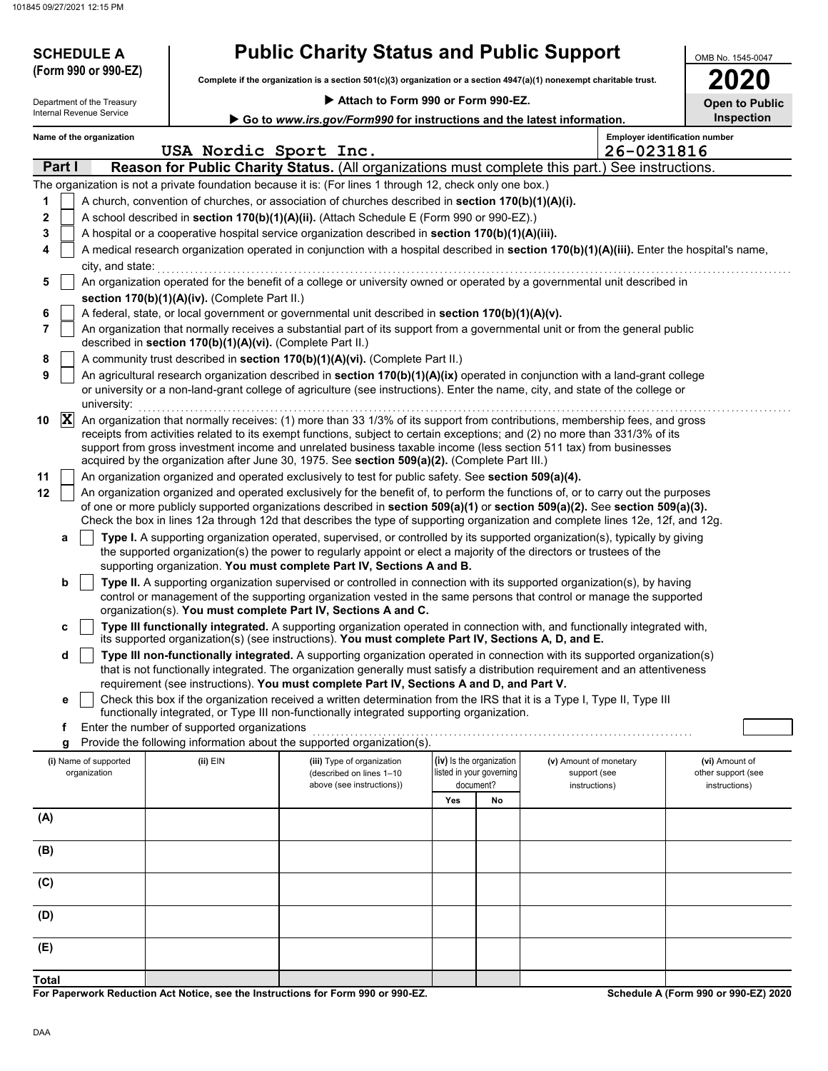# SCHEDULE A (Form 990 or 990-EZ)

Department of the Treasury
Internal Revenue Service

# Public Charity Status and Public Support

**Complete if the organization is a section 501(c)(3) organization or a section 4947(a)(1) nonexempt charitable trust.**

▶ **Attach to Form 990 or Form 990-EZ.**

▶ **Go to *www.irs.gov/Form990* for instructions and the latest information.**

OMB No. 1545-0047

**2020**

**Open to Public Inspection**

**Name of the organization:** USA Nordic Sport Inc.

**Employer identification number:** 26-0231816

## Part I — Reason for Public Charity Status. (All organizations must complete this part.) See instructions.

The organization is not a private foundation because it is: (For lines 1 through 12, check only one box.)

1. ☐ A church, convention of churches, or association of churches described in **section 170(b)(1)(A)(i).**
2. ☐ A school described in **section 170(b)(1)(A)(ii).** (Attach Schedule E (Form 990 or 990-EZ).)
3. ☐ A hospital or a cooperative hospital service organization described in **section 170(b)(1)(A)(iii).**
4. ☐ A medical research organization operated in conjunction with a hospital described in **section 170(b)(1)(A)(iii).** Enter the hospital's name, city, and state:
5. ☐ An organization operated for the benefit of a college or university owned or operated by a governmental unit described in **section 170(b)(1)(A)(iv).** (Complete Part II.)
6. ☐ A federal, state, or local government or governmental unit described in **section 170(b)(1)(A)(v).**
7. ☐ An organization that normally receives a substantial part of its support from a governmental unit or from the general public described in **section 170(b)(1)(A)(vi).** (Complete Part II.)
8. ☐ A community trust described in **section 170(b)(1)(A)(vi).** (Complete Part II.)
9. ☐ An agricultural research organization described in **section 170(b)(1)(A)(ix)** operated in conjunction with a land-grant college or university or a non-land-grant college of agriculture (see instructions). Enter the name, city, and state of the college or university:
10. ☒ An organization that normally receives: (1) more than 33 1/3% of its support from contributions, membership fees, and gross receipts from activities related to its exempt functions, subject to certain exceptions; and (2) no more than 331/3% of its support from gross investment income and unrelated business taxable income (less section 511 tax) from businesses acquired by the organization after June 30, 1975. See **section 509(a)(2).** (Complete Part III.)
11. ☐ An organization organized and operated exclusively to test for public safety. See **section 509(a)(4).**
12. ☐ An organization organized and operated exclusively for the benefit of, to perform the functions of, or to carry out the purposes of one or more publicly supported organizations described in **section 509(a)(1)** or **section 509(a)(2).** See **section 509(a)(3).** Check the box in lines 12a through 12d that describes the type of supporting organization and complete lines 12e, 12f, and 12g.
   - **a** ☐ **Type I.** A supporting organization operated, supervised, or controlled by its supported organization(s), typically by giving the supported organization(s) the power to regularly appoint or elect a majority of the directors or trustees of the supporting organization. **You must complete Part IV, Sections A and B.**
   - **b** ☐ **Type II.** A supporting organization supervised or controlled in connection with its supported organization(s), by having control or management of the supporting organization vested in the same persons that control or manage the supported organization(s). **You must complete Part IV, Sections A and C.**
   - **c** ☐ **Type III functionally integrated.** A supporting organization operated in connection with, and functionally integrated with, its supported organization(s) (see instructions). **You must complete Part IV, Sections A, D, and E.**
   - **d** ☐ **Type III non-functionally integrated.** A supporting organization operated in connection with its supported organization(s) that is not functionally integrated. The organization generally must satisfy a distribution requirement and an attentiveness requirement (see instructions). **You must complete Part IV, Sections A and D, and Part V.**
   - **e** ☐ Check this box if the organization received a written determination from the IRS that it is a Type I, Type II, Type III functionally integrated, or Type III non-functionally integrated supporting organization.
   - **f** Enter the number of supported organizations
   - **g** Provide the following information about the supported organization(s).

| (i) Name of supported organization | (ii) EIN | (iii) Type of organization (described on lines 1–10 above (see instructions)) | (iv) Is the organization listed in your governing document? Yes | No | (v) Amount of monetary support (see instructions) | (vi) Amount of other support (see instructions) |
|---|---|---|---|---|---|---|
| (A) | | | | | | |
| (B) | | | | | | |
| (C) | | | | | | |
| (D) | | | | | | |
| (E) | | | | | | |
| **Total** | | | | | | |

**For Paperwork Reduction Act Notice, see the Instructions for Form 990 or 990-EZ.**

**Schedule A (Form 990 or 990-EZ) 2020**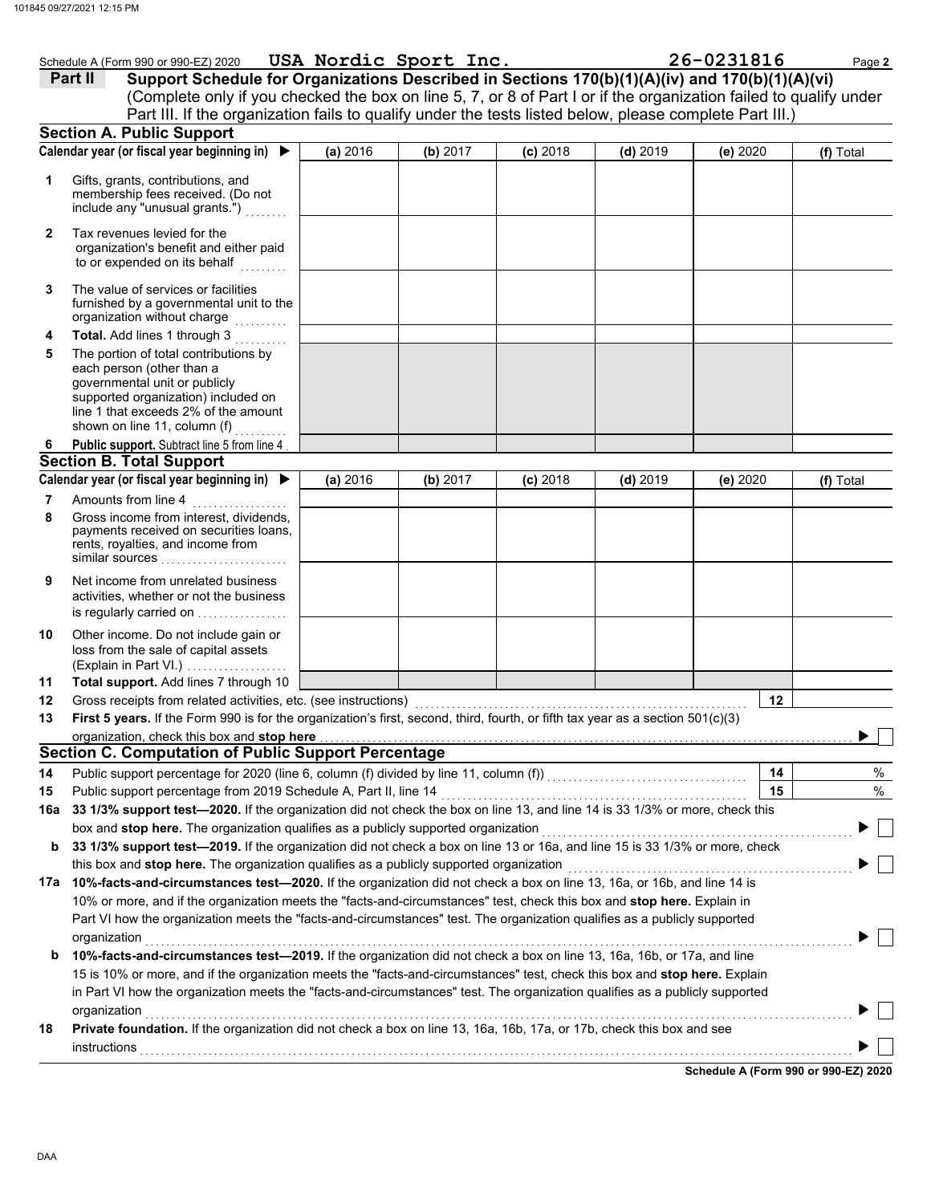Schedule A (Form 990 or 990-EZ) 2020 **USA Nordic Sport Inc.** **26-0231816** Page **2**

## Part II Support Schedule for Organizations Described in Sections 170(b)(1)(A)(iv) and 170(b)(1)(A)(vi)

(Complete only if you checked the box on line 5, 7, or 8 of Part I or if the organization failed to qualify under Part III. If the organization fails to qualify under the tests listed below, please complete Part III.)

### Section A. Public Support

| Calendar year (or fiscal year beginning in) ▶ | (a) 2016 | (b) 2017 | (c) 2018 | (d) 2019 | (e) 2020 | (f) Total |
|---|---|---|---|---|---|---|
| **1** Gifts, grants, contributions, and membership fees received. (Do not include any "unusual grants.") | | | | | | |
| **2** Tax revenues levied for the organization's benefit and either paid to or expended on its behalf | | | | | | |
| **3** The value of services or facilities furnished by a governmental unit to the organization without charge | | | | | | |
| **4** **Total.** Add lines 1 through 3 | | | | | | |
| **5** The portion of total contributions by each person (other than a governmental unit or publicly supported organization) included on line 1 that exceeds 2% of the amount shown on line 11, column (f) | | | | | | |
| **6** **Public support.** Subtract line 5 from line 4 | | | | | | |

### Section B. Total Support

| Calendar year (or fiscal year beginning in) ▶ | (a) 2016 | (b) 2017 | (c) 2018 | (d) 2019 | (e) 2020 | (f) Total |
|---|---|---|---|---|---|---|
| **7** Amounts from line 4 | | | | | | |
| **8** Gross income from interest, dividends, payments received on securities loans, rents, royalties, and income from similar sources | | | | | | |
| **9** Net income from unrelated business activities, whether or not the business is regularly carried on | | | | | | |
| **10** Other income. Do not include gain or loss from the sale of capital assets (Explain in Part VI.) | | | | | | |
| **11** **Total support.** Add lines 7 through 10 | | | | | | |

**12** Gross receipts from related activities, etc. (see instructions) **12**

**13** **First 5 years.** If the Form 990 is for the organization's first, second, third, fourth, or fifth tax year as a section 501(c)(3) organization, check this box and **stop here** ▶ ☐

### Section C. Computation of Public Support Percentage

**14** Public support percentage for 2020 (line 6, column (f) divided by line 11, column (f)) **14** %

**15** Public support percentage from 2019 Schedule A, Part II, line 14 **15** %

**16a** **33 1/3% support test—2020.** If the organization did not check the box on line 13, and line 14 is 33 1/3% or more, check this box and **stop here.** The organization qualifies as a publicly supported organization ▶ ☐

**b** **33 1/3% support test—2019.** If the organization did not check a box on line 13 or 16a, and line 15 is 33 1/3% or more, check this box and **stop here.** The organization qualifies as a publicly supported organization ▶ ☐

**17a** **10%-facts-and-circumstances test—2020.** If the organization did not check a box on line 13, 16a, or 16b, and line 14 is 10% or more, and if the organization meets the "facts-and-circumstances" test, check this box and **stop here.** Explain in Part VI how the organization meets the "facts-and-circumstances" test. The organization qualifies as a publicly supported organization ▶ ☐

**b** **10%-facts-and-circumstances test—2019.** If the organization did not check a box on line 13, 16a, 16b, or 17a, and line 15 is 10% or more, and if the organization meets the "facts-and-circumstances" test, check this box and **stop here.** Explain in Part VI how the organization meets the "facts-and-circumstances" test. The organization qualifies as a publicly supported organization ▶ ☐

**18** **Private foundation.** If the organization did not check a box on line 13, 16a, 16b, 17a, or 17b, check this box and see instructions ▶ ☐

**Schedule A (Form 990 or 990-EZ) 2020**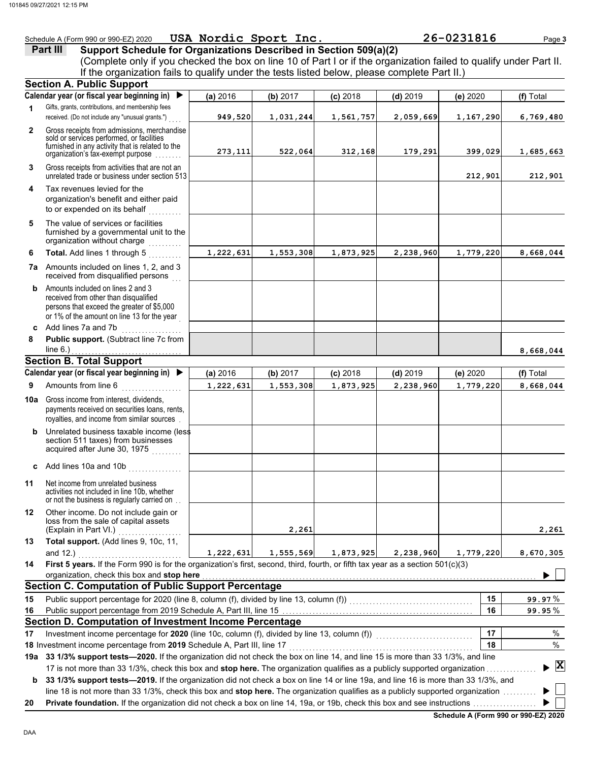Schedule A (Form 990 or 990-EZ) 2020 **USA Nordic Sport Inc.** **26-0231816**

## Part III Support Schedule for Organizations Described in Section 509(a)(2)

(Complete only if you checked the box on line 10 of Part I or if the organization failed to qualify under Part II. If the organization fails to qualify under the tests listed below, please complete Part II.)

### Section A. Public Support

| Calendar year (or fiscal year beginning in) ▶ | (a) 2016 | (b) 2017 | (c) 2018 | (d) 2019 | (e) 2020 | (f) Total |
|---|---|---|---|---|---|---|
| **1** Gifts, grants, contributions, and membership fees received. (Do not include any "unusual grants.") | 949,520 | 1,031,244 | 1,561,757 | 2,059,669 | 1,167,290 | 6,769,480 |
| **2** Gross receipts from admissions, merchandise sold or services performed, or facilities furnished in any activity that is related to the organization's tax-exempt purpose | 273,111 | 522,064 | 312,168 | 179,291 | 399,029 | 1,685,663 |
| **3** Gross receipts from activities that are not an unrelated trade or business under section 513 | | | | | 212,901 | 212,901 |
| **4** Tax revenues levied for the organization's benefit and either paid to or expended on its behalf | | | | | | |
| **5** The value of services or facilities furnished by a governmental unit to the organization without charge | | | | | | |
| **6 Total.** Add lines 1 through 5 | 1,222,631 | 1,553,308 | 1,873,925 | 2,238,960 | 1,779,220 | 8,668,044 |
| **7a** Amounts included on lines 1, 2, and 3 received from disqualified persons | | | | | | |
| **b** Amounts included on lines 2 and 3 received from other than disqualified persons that exceed the greater of $5,000 or 1% of the amount on line 13 for the year | | | | | | |
| **c** Add lines 7a and 7b | | | | | | |
| **8 Public support.** (Subtract line 7c from line 6.) | | | | | | 8,668,044 |

### Section B. Total Support

| Calendar year (or fiscal year beginning in) ▶ | (a) 2016 | (b) 2017 | (c) 2018 | (d) 2019 | (e) 2020 | (f) Total |
|---|---|---|---|---|---|---|
| **9** Amounts from line 6 | 1,222,631 | 1,553,308 | 1,873,925 | 2,238,960 | 1,779,220 | 8,668,044 |
| **10a** Gross income from interest, dividends, payments received on securities loans, rents, royalties, and income from similar sources | | | | | | |
| **b** Unrelated business taxable income (less section 511 taxes) from businesses acquired after June 30, 1975 | | | | | | |
| **c** Add lines 10a and 10b | | | | | | |
| **11** Net income from unrelated business activities not included in line 10b, whether or not the business is regularly carried on | | | | | | |
| **12** Other income. Do not include gain or loss from the sale of capital assets (Explain in Part VI.) | | 2,261 | | | | 2,261 |
| **13 Total support.** (Add lines 9, 10c, 11, and 12.) | 1,222,631 | 1,555,569 | 1,873,925 | 2,238,960 | 1,779,220 | 8,670,305 |

**14 First 5 years.** If the Form 990 is for the organization's first, second, third, fourth, or fifth tax year as a section 501(c)(3) organization, check this box and **stop here** ▶ ☐

### Section C. Computation of Public Support Percentage

| | | | |
|---|---|---|---|
| **15** | Public support percentage for 2020 (line 8, column (f), divided by line 13, column (f)) | 15 | 99.97 % |
| **16** | Public support percentage from 2019 Schedule A, Part III, line 15 | 16 | 99.95 % |

### Section D. Computation of Investment Income Percentage

| | | | |
|---|---|---|---|
| **17** | Investment income percentage for **2020** (line 10c, column (f), divided by line 13, column (f)) | 17 | % |
| **18** | Investment income percentage from **2019** Schedule A, Part III, line 17 | 18 | % |

**19a 33 1/3% support tests—2020.** If the organization did not check the box on line 14, and line 15 is more than 33 1/3%, and line 17 is not more than 33 1/3%, check this box and **stop here.** The organization qualifies as a publicly supported organization ▶ ☒

**b 33 1/3% support tests—2019.** If the organization did not check a box on line 14 or line 19a, and line 16 is more than 33 1/3%, and line 18 is not more than 33 1/3%, check this box and **stop here.** The organization qualifies as a publicly supported organization ▶ ☐

**20 Private foundation.** If the organization did not check a box on line 14, 19a, or 19b, check this box and see instructions ▶ ☐

**Schedule A (Form 990 or 990-EZ) 2020**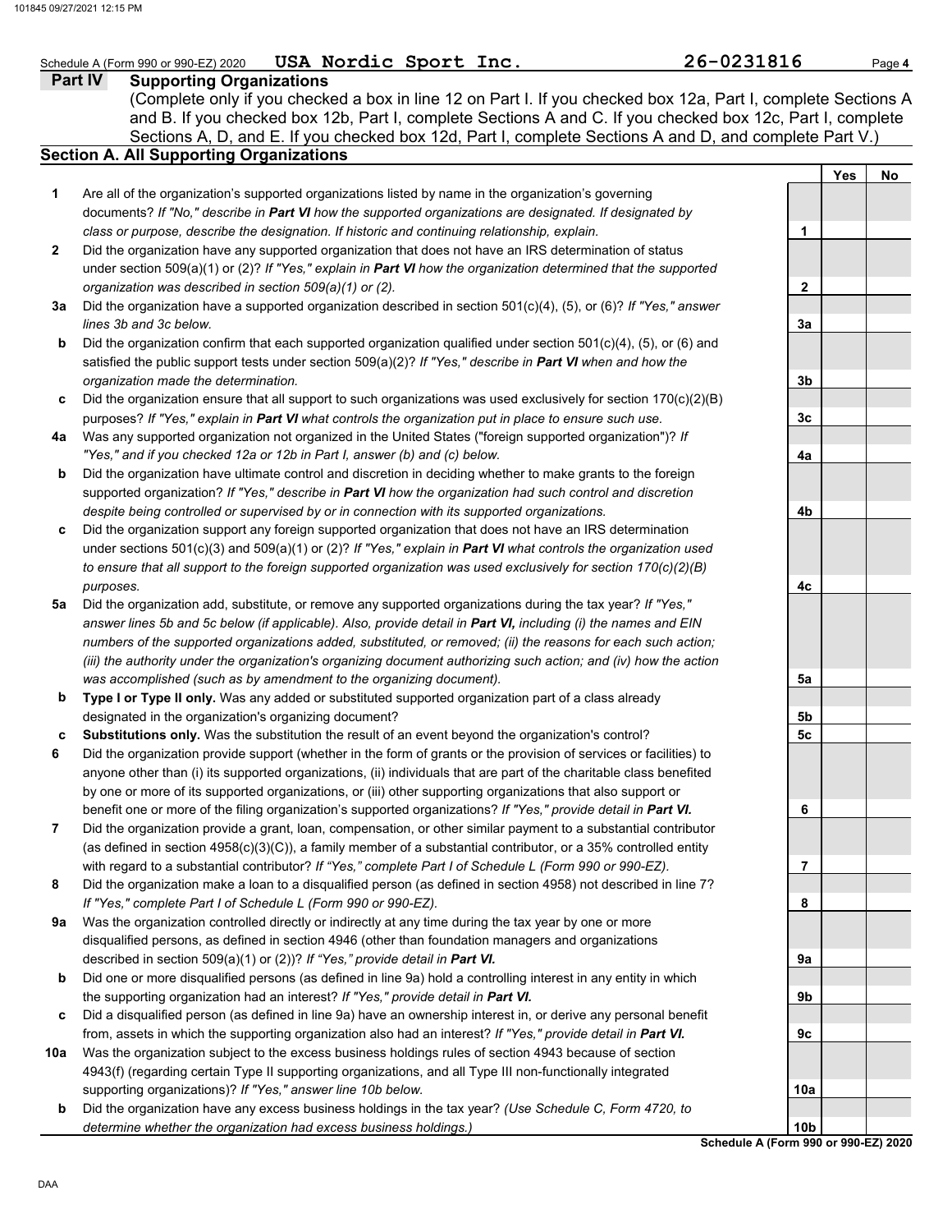Schedule A (Form 990 or 990-EZ) 2020 **USA Nordic Sport Inc.** **26-0231816** Page **4**

## Part IV Supporting Organizations

(Complete only if you checked a box in line 12 on Part I. If you checked box 12a, Part I, complete Sections A and B. If you checked box 12b, Part I, complete Sections A and C. If you checked box 12c, Part I, complete Sections A, D, and E. If you checked box 12d, Part I, complete Sections A and D, and complete Part V.)

### Section A. All Supporting Organizations

| | | Line | Yes | No |
|---|---|---|---|---|
| **1** | Are all of the organization's supported organizations listed by name in the organization's governing documents? *If "No," describe in **Part VI** how the supported organizations are designated. If designated by class or purpose, describe the designation. If historic and continuing relationship, explain.* | 1 | | |
| **2** | Did the organization have any supported organization that does not have an IRS determination of status under section 509(a)(1) or (2)? *If "Yes," explain in **Part VI** how the organization determined that the supported organization was described in section 509(a)(1) or (2).* | 2 | | |
| **3a** | Did the organization have a supported organization described in section 501(c)(4), (5), or (6)? *If "Yes," answer lines 3b and 3c below.* | 3a | | |
| **b** | Did the organization confirm that each supported organization qualified under section 501(c)(4), (5), or (6) and satisfied the public support tests under section 509(a)(2)? *If "Yes," describe in **Part VI** when and how the organization made the determination.* | 3b | | |
| **c** | Did the organization ensure that all support to such organizations was used exclusively for section 170(c)(2)(B) purposes? *If "Yes," explain in **Part VI** what controls the organization put in place to ensure such use.* | 3c | | |
| **4a** | Was any supported organization not organized in the United States ("foreign supported organization")? *If "Yes," and if you checked 12a or 12b in Part I, answer (b) and (c) below.* | 4a | | |
| **b** | Did the organization have ultimate control and discretion in deciding whether to make grants to the foreign supported organization? *If "Yes," describe in **Part VI** how the organization had such control and discretion despite being controlled or supervised by or in connection with its supported organizations.* | 4b | | |
| **c** | Did the organization support any foreign supported organization that does not have an IRS determination under sections 501(c)(3) and 509(a)(1) or (2)? *If "Yes," explain in **Part VI** what controls the organization used to ensure that all support to the foreign supported organization was used exclusively for section 170(c)(2)(B) purposes.* | 4c | | |
| **5a** | Did the organization add, substitute, or remove any supported organizations during the tax year? *If "Yes," answer lines 5b and 5c below (if applicable). Also, provide detail in **Part VI,** including (i) the names and EIN numbers of the supported organizations added, substituted, or removed; (ii) the reasons for each such action; (iii) the authority under the organization's organizing document authorizing such action; and (iv) how the action was accomplished (such as by amendment to the organizing document).* | 5a | | |
| **b** | **Type I or Type II only.** Was any added or substituted supported organization part of a class already designated in the organization's organizing document? | 5b | | |
| **c** | **Substitutions only.** Was the substitution the result of an event beyond the organization's control? | 5c | | |
| **6** | Did the organization provide support (whether in the form of grants or the provision of services or facilities) to anyone other than (i) its supported organizations, (ii) individuals that are part of the charitable class benefited by one or more of its supported organizations, or (iii) other supporting organizations that also support or benefit one or more of the filing organization's supported organizations? *If "Yes," provide detail in **Part VI.*** | 6 | | |
| **7** | Did the organization provide a grant, loan, compensation, or other similar payment to a substantial contributor (as defined in section 4958(c)(3)(C)), a family member of a substantial contributor, or a 35% controlled entity with regard to a substantial contributor? *If "Yes," complete Part I of Schedule L (Form 990 or 990-EZ).* | 7 | | |
| **8** | Did the organization make a loan to a disqualified person (as defined in section 4958) not described in line 7? *If "Yes," complete Part I of Schedule L (Form 990 or 990-EZ).* | 8 | | |
| **9a** | Was the organization controlled directly or indirectly at any time during the tax year by one or more disqualified persons, as defined in section 4946 (other than foundation managers and organizations described in section 509(a)(1) or (2))? *If "Yes," provide detail in **Part VI.*** | 9a | | |
| **b** | Did one or more disqualified persons (as defined in line 9a) hold a controlling interest in any entity in which the supporting organization had an interest? *If "Yes," provide detail in **Part VI.*** | 9b | | |
| **c** | Did a disqualified person (as defined in line 9a) have an ownership interest in, or derive any personal benefit from, assets in which the supporting organization also had an interest? *If "Yes," provide detail in **Part VI.*** | 9c | | |
| **10a** | Was the organization subject to the excess business holdings rules of section 4943 because of section 4943(f) (regarding certain Type II supporting organizations, and all Type III non-functionally integrated supporting organizations)? *If "Yes," answer line 10b below.* | 10a | | |
| **b** | Did the organization have any excess business holdings in the tax year? *(Use Schedule C, Form 4720, to determine whether the organization had excess business holdings.)* | 10b | | |

**Schedule A (Form 990 or 990-EZ) 2020**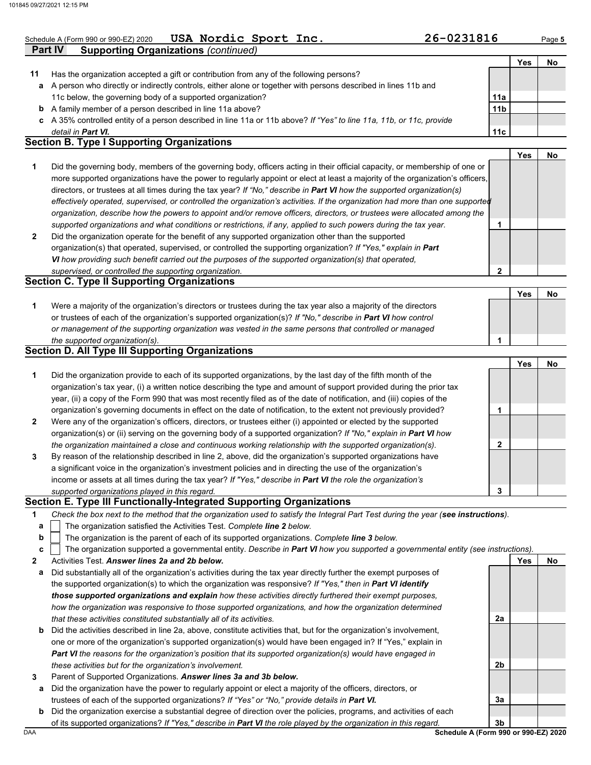Schedule A (Form 990 or 990-EZ) 2020 **USA Nordic Sport Inc.** **26-0231816** Page **5**

**Part IV Supporting Organizations** *(continued)*

| | | | Yes | No |
|---|---|---|---|---|
| **11** | Has the organization accepted a gift or contribution from any of the following persons? | | | |
| **a** | A person who directly or indirectly controls, either alone or together with persons described in lines 11b and 11c below, the governing body of a supported organization? | 11a | | |
| **b** | A family member of a person described in line 11a above? | 11b | | |
| **c** | A 35% controlled entity of a person described in line 11a or 11b above? *If "Yes" to line 11a, 11b, or 11c, provide detail in* ***Part VI.*** | 11c | | |

## Section B. Type I Supporting Organizations

| | | | Yes | No |
|---|---|---|---|---|
| **1** | Did the governing body, members of the governing body, officers acting in their official capacity, or membership of one or more supported organizations have the power to regularly appoint or elect at least a majority of the organization's officers, directors, or trustees at all times during the tax year? *If "No," describe in* ***Part VI*** *how the supported organization(s) effectively operated, supervised, or controlled the organization's activities. If the organization had more than one supported organization, describe how the powers to appoint and/or remove officers, directors, or trustees were allocated among the supported organizations and what conditions or restrictions, if any, applied to such powers during the tax year.* | 1 | | |
| **2** | Did the organization operate for the benefit of any supported organization other than the supported organization(s) that operated, supervised, or controlled the supporting organization? *If "Yes," explain in* ***Part VI*** *how providing such benefit carried out the purposes of the supported organization(s) that operated, supervised, or controlled the supporting organization.* | 2 | | |

## Section C. Type II Supporting Organizations

| | | | Yes | No |
|---|---|---|---|---|
| **1** | Were a majority of the organization's directors or trustees during the tax year also a majority of the directors or trustees of each of the organization's supported organization(s)? *If "No," describe in* ***Part VI*** *how control or management of the supporting organization was vested in the same persons that controlled or managed the supported organization(s).* | 1 | | |

## Section D. All Type III Supporting Organizations

| | | | Yes | No |
|---|---|---|---|---|
| **1** | Did the organization provide to each of its supported organizations, by the last day of the fifth month of the organization's tax year, (i) a written notice describing the type and amount of support provided during the prior tax year, (ii) a copy of the Form 990 that was most recently filed as of the date of notification, and (iii) copies of the organization's governing documents in effect on the date of notification, to the extent not previously provided? | 1 | | |
| **2** | Were any of the organization's officers, directors, or trustees either (i) appointed or elected by the supported organization(s) or (ii) serving on the governing body of a supported organization? *If "No," explain in* ***Part VI*** *how the organization maintained a close and continuous working relationship with the supported organization(s).* | 2 | | |
| **3** | By reason of the relationship described in line 2, above, did the organization's supported organizations have a significant voice in the organization's investment policies and in directing the use of the organization's income or assets at all times during the tax year? *If "Yes," describe in* ***Part VI*** *the role the organization's supported organizations played in this regard.* | 3 | | |

## Section E. Type III Functionally-Integrated Supporting Organizations

**1** *Check the box next to the method that the organization used to satisfy the Integral Part Test during the year (**see instructions**).*

- **a** ☐ The organization satisfied the Activities Test. *Complete **line 2** below.*
- **b** ☐ The organization is the parent of each of its supported organizations. *Complete **line 3** below.*
- **c** ☐ The organization supported a governmental entity. *Describe in **Part VI** how you supported a governmental entity (see instructions).*

| | | | Yes | No |
|---|---|---|---|---|
| **2** | Activities Test. ***Answer lines 2a and 2b below.*** | | | |
| **a** | Did substantially all of the organization's activities during the tax year directly further the exempt purposes of the supported organization(s) to which the organization was responsive? *If "Yes," then in* ***Part VI identify those supported organizations and explain*** *how these activities directly furthered their exempt purposes, how the organization was responsive to those supported organizations, and how the organization determined that these activities constituted substantially all of its activities.* | 2a | | |
| **b** | Did the activities described in line 2a, above, constitute activities that, but for the organization's involvement, one or more of the organization's supported organization(s) would have been engaged in? If "Yes," explain in ***Part VI*** *the reasons for the organization's position that its supported organization(s) would have engaged in these activities but for the organization's involvement.* | 2b | | |
| **3** | Parent of Supported Organizations. ***Answer lines 3a and 3b below.*** | | | |
| **a** | Did the organization have the power to regularly appoint or elect a majority of the officers, directors, or trustees of each of the supported organizations? *If "Yes" or "No," provide details in* ***Part VI.*** | 3a | | |
| **b** | Did the organization exercise a substantial degree of direction over the policies, programs, and activities of each of its supported organizations? *If "Yes," describe in* ***Part VI*** *the role played by the organization in this regard.* | 3b | | |

DAA **Schedule A (Form 990 or 990-EZ) 2020**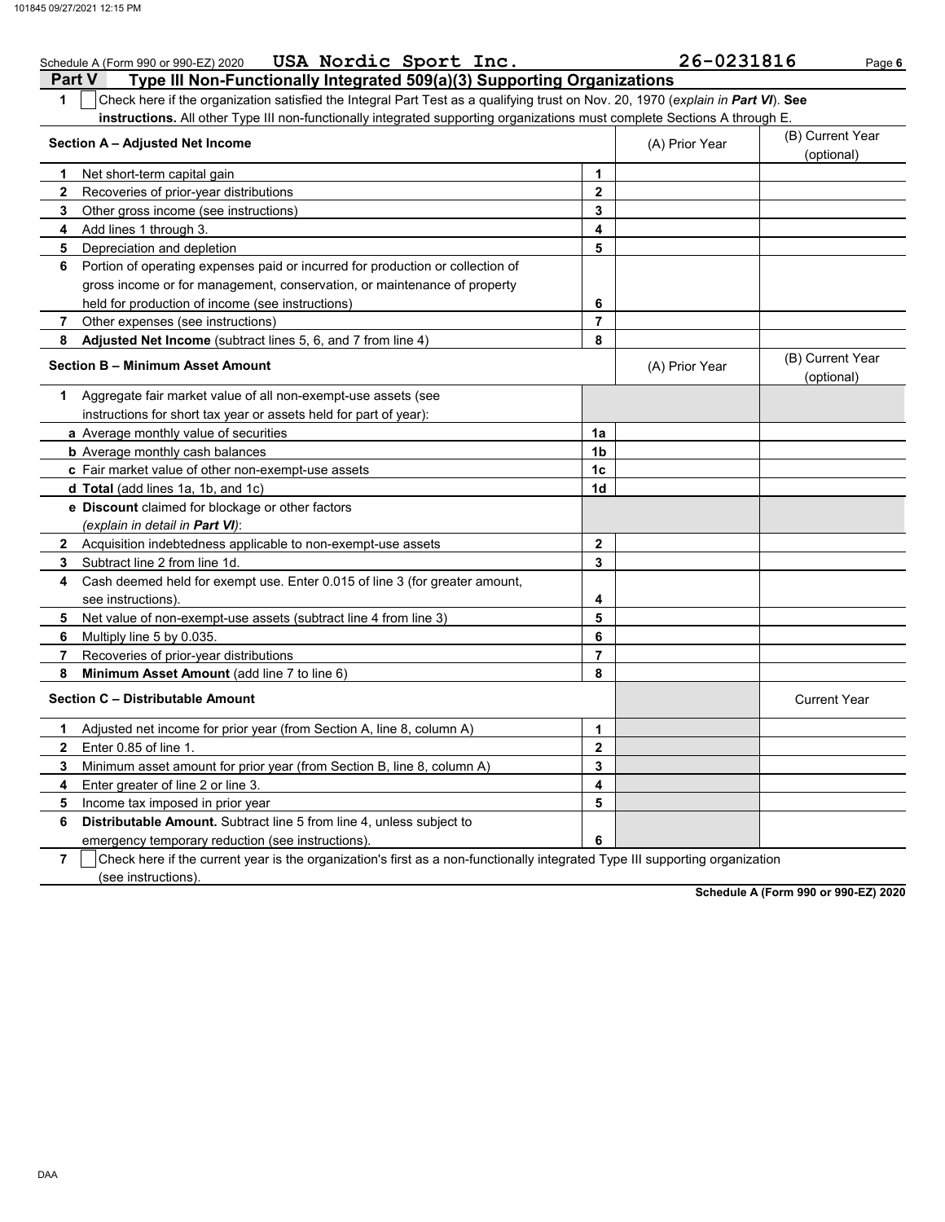Schedule A (Form 990 or 990-EZ) 2020 **USA Nordic Sport Inc.** **26-0231816**

## Part V Type III Non-Functionally Integrated 509(a)(3) Supporting Organizations

**1** ☐ Check here if the organization satisfied the Integral Part Test as a qualifying trust on Nov. 20, 1970 (*explain in **Part VI***). **See instructions.** All other Type III non-functionally integrated supporting organizations must complete Sections A through E.

| **Section A – Adjusted Net Income** | | (A) Prior Year | (B) Current Year (optional) |
|---|---|---|---|
| **1** Net short-term capital gain | **1** | | |
| **2** Recoveries of prior-year distributions | **2** | | |
| **3** Other gross income (see instructions) | **3** | | |
| **4** Add lines 1 through 3. | **4** | | |
| **5** Depreciation and depletion | **5** | | |
| **6** Portion of operating expenses paid or incurred for production or collection of gross income or for management, conservation, or maintenance of property held for production of income (see instructions) | **6** | | |
| **7** Other expenses (see instructions) | **7** | | |
| **8** **Adjusted Net Income** (subtract lines 5, 6, and 7 from line 4) | **8** | | |

| **Section B – Minimum Asset Amount** | | (A) Prior Year | (B) Current Year (optional) |
|---|---|---|---|
| **1** Aggregate fair market value of all non-exempt-use assets (see instructions for short tax year or assets held for part of year): | | | |
| **a** Average monthly value of securities | **1a** | | |
| **b** Average monthly cash balances | **1b** | | |
| **c** Fair market value of other non-exempt-use assets | **1c** | | |
| **d** **Total** (add lines 1a, 1b, and 1c) | **1d** | | |
| **e** **Discount** claimed for blockage or other factors (*explain in detail in **Part VI***): | | | |
| **2** Acquisition indebtedness applicable to non-exempt-use assets | **2** | | |
| **3** Subtract line 2 from line 1d. | **3** | | |
| **4** Cash deemed held for exempt use. Enter 0.015 of line 3 (for greater amount, see instructions). | **4** | | |
| **5** Net value of non-exempt-use assets (subtract line 4 from line 3) | **5** | | |
| **6** Multiply line 5 by 0.035. | **6** | | |
| **7** Recoveries of prior-year distributions | **7** | | |
| **8** **Minimum Asset Amount** (add line 7 to line 6) | **8** | | |

| **Section C – Distributable Amount** | | | Current Year |
|---|---|---|---|
| **1** Adjusted net income for prior year (from Section A, line 8, column A) | **1** | | |
| **2** Enter 0.85 of line 1. | **2** | | |
| **3** Minimum asset amount for prior year (from Section B, line 8, column A) | **3** | | |
| **4** Enter greater of line 2 or line 3. | **4** | | |
| **5** Income tax imposed in prior year | **5** | | |
| **6** **Distributable Amount.** Subtract line 5 from line 4, unless subject to emergency temporary reduction (see instructions). | **6** | | |

**7** ☐ Check here if the current year is the organization's first as a non-functionally integrated Type III supporting organization (see instructions).

**Schedule A (Form 990 or 990-EZ) 2020**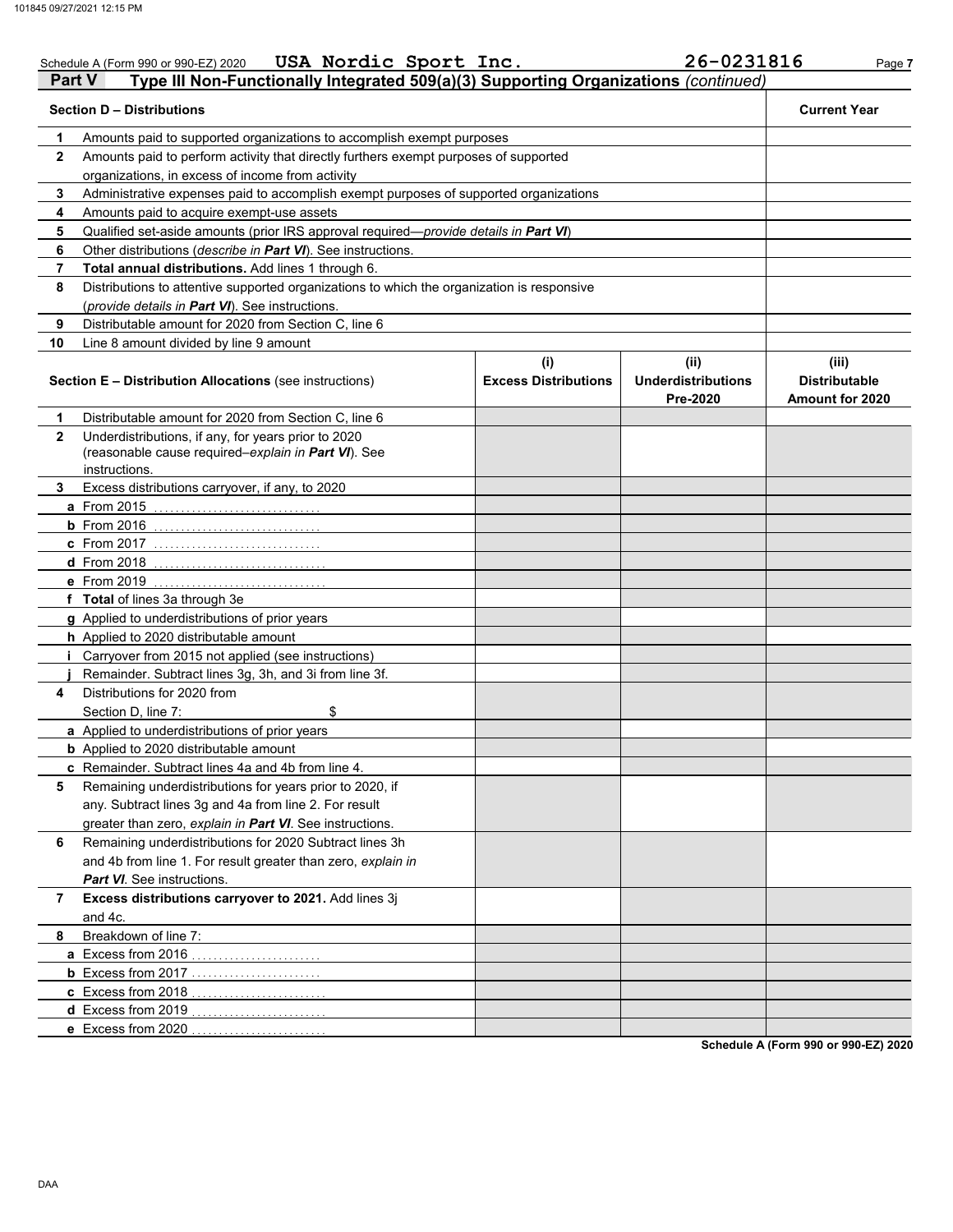Schedule A (Form 990 or 990-EZ) 2020 USA Nordic Sport Inc. 26-0231816

## Part V Type III Non-Functionally Integrated 509(a)(3) Supporting Organizations *(continued)*

| Section D – Distributions | | Current Year |
|---|---|---|
| 1 | Amounts paid to supported organizations to accomplish exempt purposes | |
| 2 | Amounts paid to perform activity that directly furthers exempt purposes of supported organizations, in excess of income from activity | |
| 3 | Administrative expenses paid to accomplish exempt purposes of supported organizations | |
| 4 | Amounts paid to acquire exempt-use assets | |
| 5 | Qualified set-aside amounts (prior IRS approval required—*provide details in* ***Part VI***) | |
| 6 | Other distributions (*describe in* ***Part VI***). See instructions. | |
| 7 | **Total annual distributions.** Add lines 1 through 6. | |
| 8 | Distributions to attentive supported organizations to which the organization is responsive (*provide details in* ***Part VI***). See instructions. | |
| 9 | Distributable amount for 2020 from Section C, line 6 | |
| 10 | Line 8 amount divided by line 9 amount | |

| Section E – Distribution Allocations (see instructions) | | (i) Excess Distributions | (ii) Underdistributions Pre-2020 | (iii) Distributable Amount for 2020 |
|---|---|---|---|---|
| 1 | Distributable amount for 2020 from Section C, line 6 | | | |
| 2 | Underdistributions, if any, for years prior to 2020 (reasonable cause required–*explain in* ***Part VI***). See instructions. | | | |
| 3 | Excess distributions carryover, if any, to 2020 | | | |
| a | From 2015 | | | |
| b | From 2016 | | | |
| c | From 2017 | | | |
| d | From 2018 | | | |
| e | From 2019 | | | |
| f | **Total** of lines 3a through 3e | | | |
| g | Applied to underdistributions of prior years | | | |
| h | Applied to 2020 distributable amount | | | |
| i | Carryover from 2015 not applied (see instructions) | | | |
| j | Remainder. Subtract lines 3g, 3h, and 3i from line 3f. | | | |
| 4 | Distributions for 2020 from Section D, line 7: $ | | | |
| a | Applied to underdistributions of prior years | | | |
| b | Applied to 2020 distributable amount | | | |
| c | Remainder. Subtract lines 4a and 4b from line 4. | | | |
| 5 | Remaining underdistributions for years prior to 2020, if any. Subtract lines 3g and 4a from line 2. For result greater than zero, *explain in* ***Part VI***. See instructions. | | | |
| 6 | Remaining underdistributions for 2020 Subtract lines 3h and 4b from line 1. For result greater than zero, *explain in* ***Part VI***. See instructions. | | | |
| 7 | **Excess distributions carryover to 2021.** Add lines 3j and 4c. | | | |
| 8 | Breakdown of line 7: | | | |
| a | Excess from 2016 | | | |
| b | Excess from 2017 | | | |
| c | Excess from 2018 | | | |
| d | Excess from 2019 | | | |
| e | Excess from 2020 | | | |

**Schedule A (Form 990 or 990-EZ) 2020**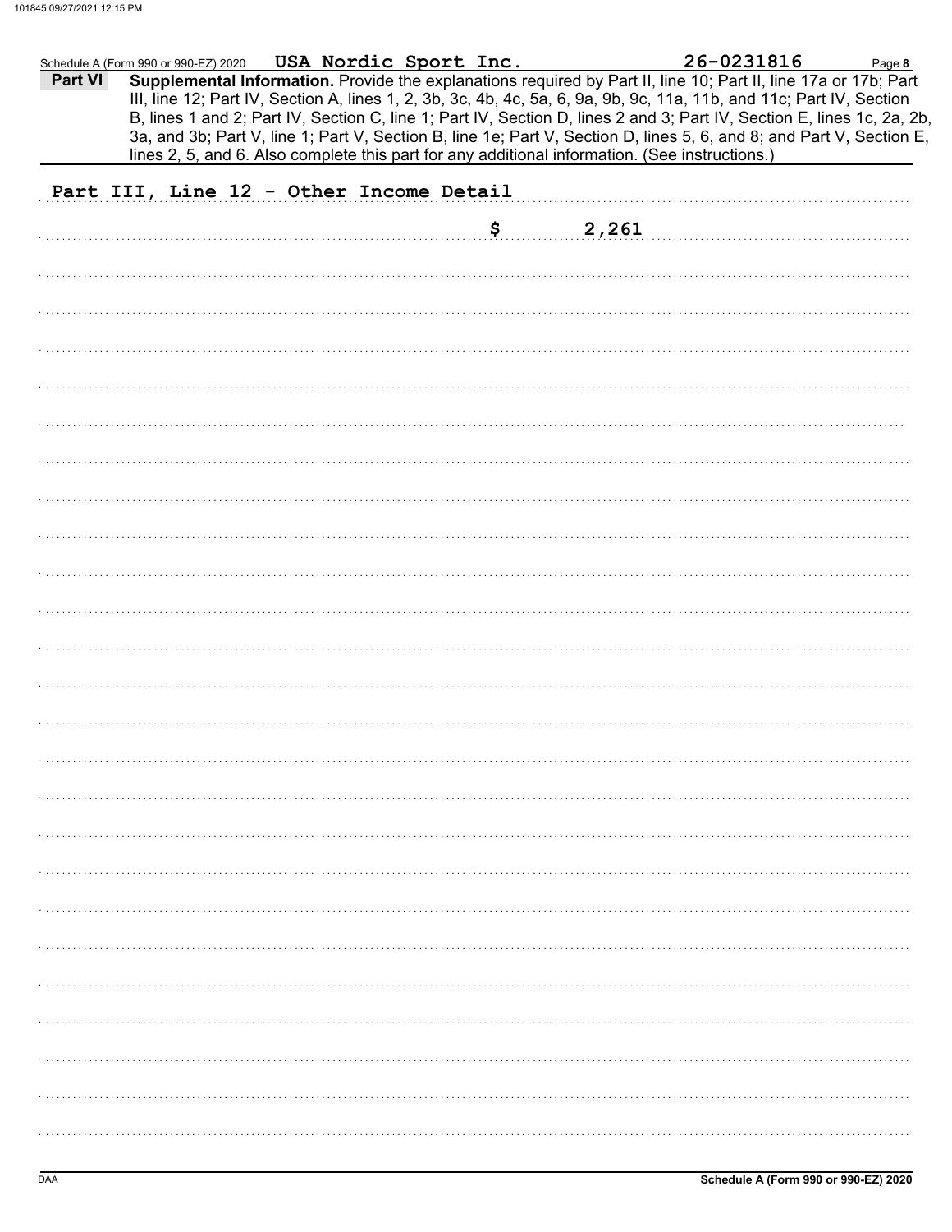Schedule A (Form 990 or 990-EZ) 2020 USA Nordic Sport Inc. 26-0231816 Page **8**

**Part VI** **Supplemental Information.** Provide the explanations required by Part II, line 10; Part II, line 17a or 17b; Part III, line 12; Part IV, Section A, lines 1, 2, 3b, 3c, 4b, 4c, 5a, 6, 9a, 9b, 9c, 11a, 11b, and 11c; Part IV, Section B, lines 1 and 2; Part IV, Section C, line 1; Part IV, Section D, lines 2 and 3; Part IV, Section E, lines 1c, 2a, 2b, 3a, and 3b; Part V, line 1; Part V, Section B, line 1e; Part V, Section D, lines 5, 6, and 8; and Part V, Section E, lines 2, 5, and 6. Also complete this part for any additional information. (See instructions.)

Part III, Line 12 - Other Income Detail

$ 2,261

DAA **Schedule A (Form 990 or 990-EZ) 2020**